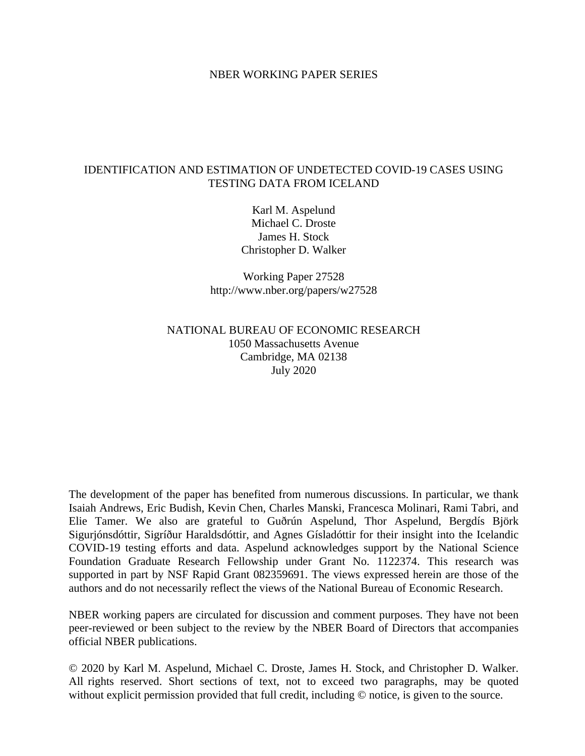NBER WORKING PAPER SERIES

# IDENTIFICATION AND ESTIMATION OF UNDETECTED COVID-19 CASES USING TESTING DATA FROM ICELAND

Karl M. Aspelund
Michael C. Droste
James H. Stock
Christopher D. Walker

Working Paper 27528
http://www.nber.org/papers/w27528

NATIONAL BUREAU OF ECONOMIC RESEARCH
1050 Massachusetts Avenue
Cambridge, MA 02138
July 2020

The development of the paper has benefited from numerous discussions. In particular, we thank Isaiah Andrews, Eric Budish, Kevin Chen, Charles Manski, Francesca Molinari, Rami Tabri, and Elie Tamer. We also are grateful to Guðrún Aspelund, Thor Aspelund, Bergdís Björk Sigurjónsdóttir, Sigríður Haraldsdóttir, and Agnes Gísladóttir for their insight into the Icelandic COVID-19 testing efforts and data. Aspelund acknowledges support by the National Science Foundation Graduate Research Fellowship under Grant No. 1122374. This research was supported in part by NSF Rapid Grant 082359691. The views expressed herein are those of the authors and do not necessarily reflect the views of the National Bureau of Economic Research.

NBER working papers are circulated for discussion and comment purposes. They have not been peer-reviewed or been subject to the review by the NBER Board of Directors that accompanies official NBER publications.

© 2020 by Karl M. Aspelund, Michael C. Droste, James H. Stock, and Christopher D. Walker. All rights reserved. Short sections of text, not to exceed two paragraphs, may be quoted without explicit permission provided that full credit, including © notice, is given to the source.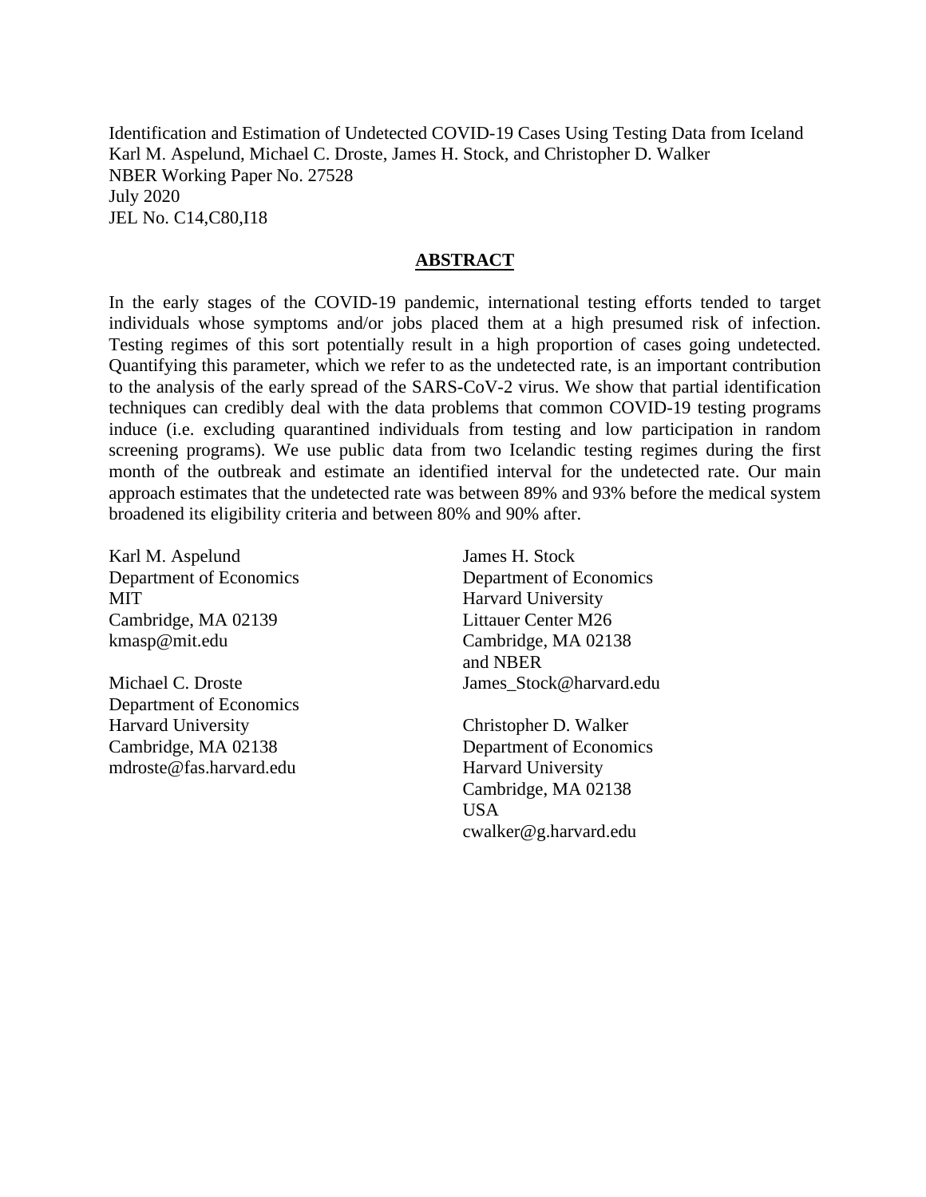Identification and Estimation of Undetected COVID-19 Cases Using Testing Data from Iceland
Karl M. Aspelund, Michael C. Droste, James H. Stock, and Christopher D. Walker
NBER Working Paper No. 27528
July 2020
JEL No. C14,C80,I18

## ABSTRACT

In the early stages of the COVID-19 pandemic, international testing efforts tended to target individuals whose symptoms and/or jobs placed them at a high presumed risk of infection. Testing regimes of this sort potentially result in a high proportion of cases going undetected. Quantifying this parameter, which we refer to as the undetected rate, is an important contribution to the analysis of the early spread of the SARS-CoV-2 virus. We show that partial identification techniques can credibly deal with the data problems that common COVID-19 testing programs induce (i.e. excluding quarantined individuals from testing and low participation in random screening programs). We use public data from two Icelandic testing regimes during the first month of the outbreak and estimate an identified interval for the undetected rate. Our main approach estimates that the undetected rate was between 89% and 93% before the medical system broadened its eligibility criteria and between 80% and 90% after.

Karl M. Aspelund
Department of Economics
MIT
Cambridge, MA 02139
kmasp@mit.edu

Michael C. Droste
Department of Economics
Harvard University
Cambridge, MA 02138
mdroste@fas.harvard.edu

James H. Stock
Department of Economics
Harvard University
Littauer Center M26
Cambridge, MA 02138
and NBER
James_Stock@harvard.edu

Christopher D. Walker
Department of Economics
Harvard University
Cambridge, MA 02138
USA
cwalker@g.harvard.edu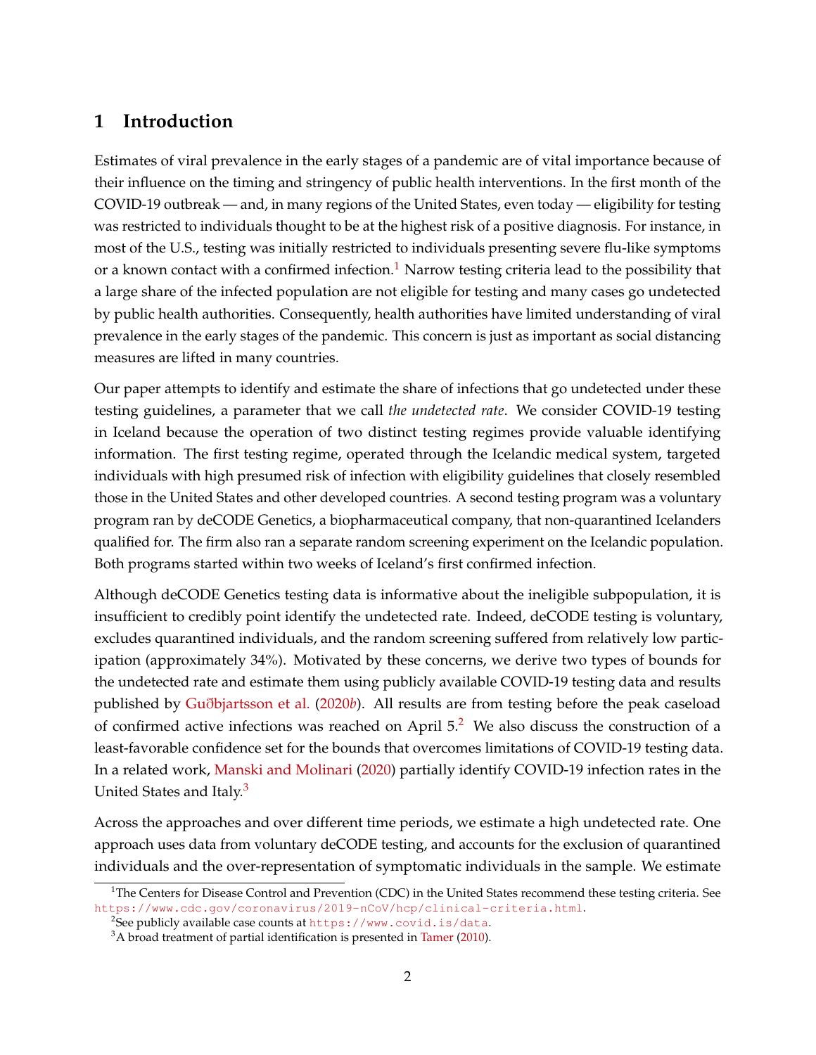## 1 Introduction

Estimates of viral prevalence in the early stages of a pandemic are of vital importance because of their influence on the timing and stringency of public health interventions. In the first month of the COVID-19 outbreak — and, in many regions of the United States, even today — eligibility for testing was restricted to individuals thought to be at the highest risk of a positive diagnosis. For instance, in most of the U.S., testing was initially restricted to individuals presenting severe flu-like symptoms or a known contact with a confirmed infection.[1] Narrow testing criteria lead to the possibility that a large share of the infected population are not eligible for testing and many cases go undetected by public health authorities. Consequently, health authorities have limited understanding of viral prevalence in the early stages of the pandemic. This concern is just as important as social distancing measures are lifted in many countries.

Our paper attempts to identify and estimate the share of infections that go undetected under these testing guidelines, a parameter that we call *the undetected rate*. We consider COVID-19 testing in Iceland because the operation of two distinct testing regimes provide valuable identifying information. The first testing regime, operated through the Icelandic medical system, targeted individuals with high presumed risk of infection with eligibility guidelines that closely resembled those in the United States and other developed countries. A second testing program was a voluntary program ran by deCODE Genetics, a biopharmaceutical company, that non-quarantined Icelanders qualified for. The firm also ran a separate random screening experiment on the Icelandic population. Both programs started within two weeks of Iceland's first confirmed infection.

Although deCODE Genetics testing data is informative about the ineligible subpopulation, it is insufficient to credibly point identify the undetected rate. Indeed, deCODE testing is voluntary, excludes quarantined individuals, and the random screening suffered from relatively low participation (approximately 34%). Motivated by these concerns, we derive two types of bounds for the undetected rate and estimate them using publicly available COVID-19 testing data and results published by Guðbjartsson et al. (2020*b*). All results are from testing before the peak caseload of confirmed active infections was reached on April 5.[2] We also discuss the construction of a least-favorable confidence set for the bounds that overcomes limitations of COVID-19 testing data. In a related work, Manski and Molinari (2020) partially identify COVID-19 infection rates in the United States and Italy.[3]

Across the approaches and over different time periods, we estimate a high undetected rate. One approach uses data from voluntary deCODE testing, and accounts for the exclusion of quarantined individuals and the over-representation of symptomatic individuals in the sample. We estimate

[1] The Centers for Disease Control and Prevention (CDC) in the United States recommend these testing criteria. See https://www.cdc.gov/coronavirus/2019-nCoV/hcp/clinical-criteria.html.

[2] See publicly available case counts at https://www.covid.is/data.

[3] A broad treatment of partial identification is presented in Tamer (2010).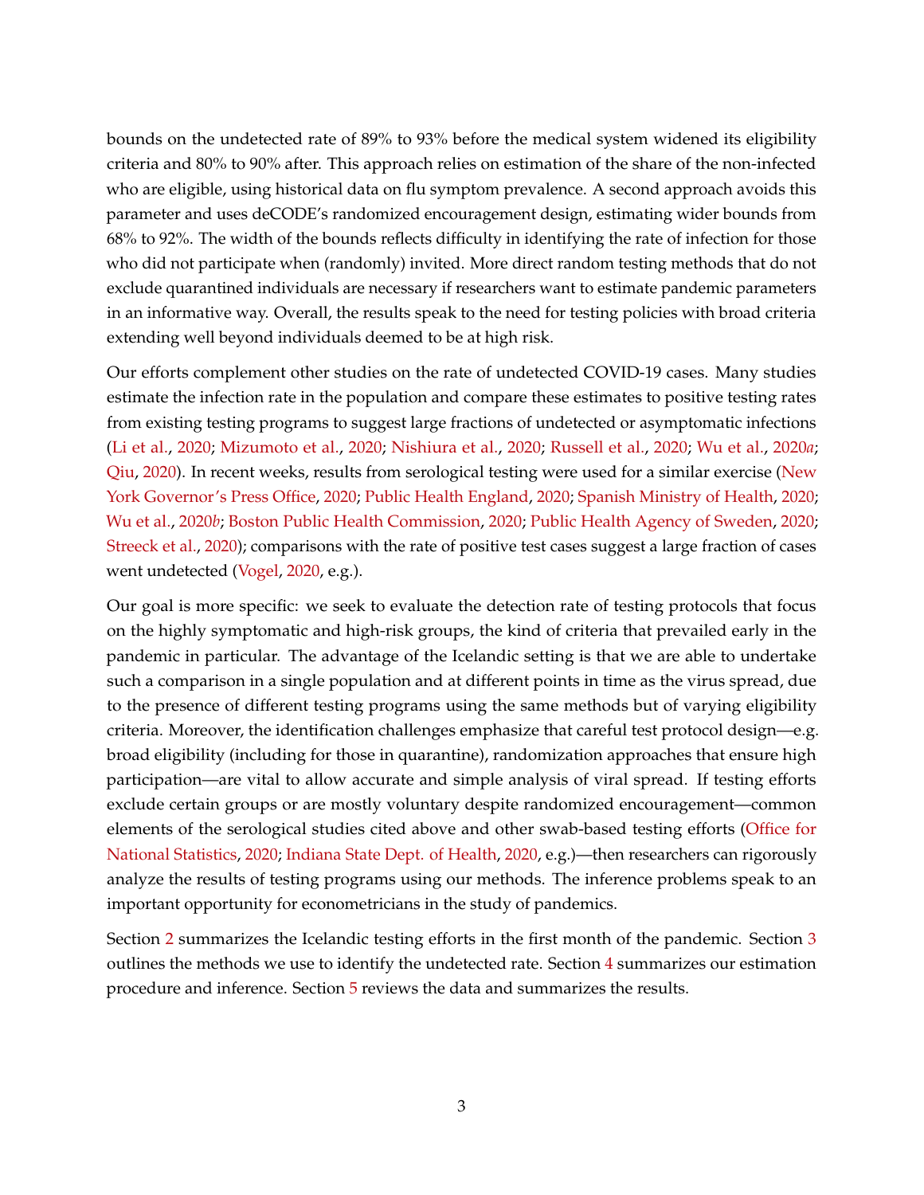bounds on the undetected rate of 89% to 93% before the medical system widened its eligibility criteria and 80% to 90% after. This approach relies on estimation of the share of the non-infected who are eligible, using historical data on flu symptom prevalence. A second approach avoids this parameter and uses deCODE's randomized encouragement design, estimating wider bounds from 68% to 92%. The width of the bounds reflects difficulty in identifying the rate of infection for those who did not participate when (randomly) invited. More direct random testing methods that do not exclude quarantined individuals are necessary if researchers want to estimate pandemic parameters in an informative way. Overall, the results speak to the need for testing policies with broad criteria extending well beyond individuals deemed to be at high risk.

Our efforts complement other studies on the rate of undetected COVID-19 cases. Many studies estimate the infection rate in the population and compare these estimates to positive testing rates from existing testing programs to suggest large fractions of undetected or asymptomatic infections (Li et al., 2020; Mizumoto et al., 2020; Nishiura et al., 2020; Russell et al., 2020; Wu et al., 2020*a*; Qiu, 2020). In recent weeks, results from serological testing were used for a similar exercise (New York Governor's Press Office, 2020; Public Health England, 2020; Spanish Ministry of Health, 2020; Wu et al., 2020*b*; Boston Public Health Commission, 2020; Public Health Agency of Sweden, 2020; Streeck et al., 2020); comparisons with the rate of positive test cases suggest a large fraction of cases went undetected (Vogel, 2020, e.g.).

Our goal is more specific: we seek to evaluate the detection rate of testing protocols that focus on the highly symptomatic and high-risk groups, the kind of criteria that prevailed early in the pandemic in particular. The advantage of the Icelandic setting is that we are able to undertake such a comparison in a single population and at different points in time as the virus spread, due to the presence of different testing programs using the same methods but of varying eligibility criteria. Moreover, the identification challenges emphasize that careful test protocol design—e.g. broad eligibility (including for those in quarantine), randomization approaches that ensure high participation—are vital to allow accurate and simple analysis of viral spread. If testing efforts exclude certain groups or are mostly voluntary despite randomized encouragement—common elements of the serological studies cited above and other swab-based testing efforts (Office for National Statistics, 2020; Indiana State Dept. of Health, 2020, e.g.)—then researchers can rigorously analyze the results of testing programs using our methods. The inference problems speak to an important opportunity for econometricians in the study of pandemics.

Section 2 summarizes the Icelandic testing efforts in the first month of the pandemic. Section 3 outlines the methods we use to identify the undetected rate. Section 4 summarizes our estimation procedure and inference. Section 5 reviews the data and summarizes the results.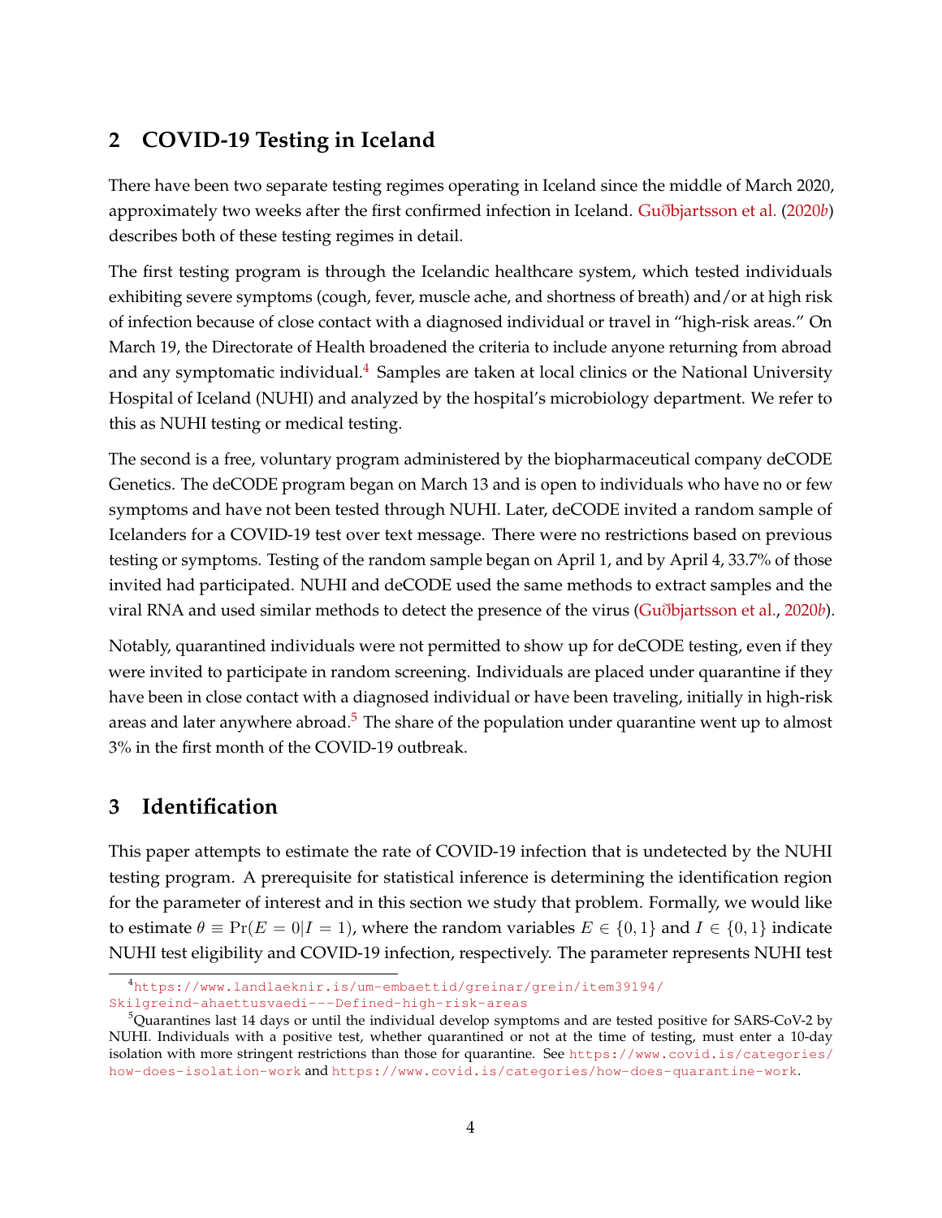## 2 COVID-19 Testing in Iceland

There have been two separate testing regimes operating in Iceland since the middle of March 2020, approximately two weeks after the first confirmed infection in Iceland. Guðbjartsson et al. (2020*b*) describes both of these testing regimes in detail.

The first testing program is through the Icelandic healthcare system, which tested individuals exhibiting severe symptoms (cough, fever, muscle ache, and shortness of breath) and/or at high risk of infection because of close contact with a diagnosed individual or travel in "high-risk areas." On March 19, the Directorate of Health broadened the criteria to include anyone returning from abroad and any symptomatic individual.[4] Samples are taken at local clinics or the National University Hospital of Iceland (NUHI) and analyzed by the hospital's microbiology department. We refer to this as NUHI testing or medical testing.

The second is a free, voluntary program administered by the biopharmaceutical company deCODE Genetics. The deCODE program began on March 13 and is open to individuals who have no or few symptoms and have not been tested through NUHI. Later, deCODE invited a random sample of Icelanders for a COVID-19 test over text message. There were no restrictions based on previous testing or symptoms. Testing of the random sample began on April 1, and by April 4, 33.7% of those invited had participated. NUHI and deCODE used the same methods to extract samples and the viral RNA and used similar methods to detect the presence of the virus (Guðbjartsson et al., 2020*b*).

Notably, quarantined individuals were not permitted to show up for deCODE testing, even if they were invited to participate in random screening. Individuals are placed under quarantine if they have been in close contact with a diagnosed individual or have been traveling, initially in high-risk areas and later anywhere abroad.[5] The share of the population under quarantine went up to almost 3% in the first month of the COVID-19 outbreak.

## 3 Identification

This paper attempts to estimate the rate of COVID-19 infection that is undetected by the NUHI testing program. A prerequisite for statistical inference is determining the identification region for the parameter of interest and in this section we study that problem. Formally, we would like to estimate $\theta \equiv \Pr(E = 0|I = 1)$, where the random variables $E \in \{0, 1\}$ and $I \in \{0, 1\}$ indicate NUHI test eligibility and COVID-19 infection, respectively. The parameter represents NUHI test

[4] https://www.landlaeknir.is/um-embaettid/greinar/grein/item39194/Skilgreind-ahaettusvaedi---Defined-high-risk-areas

[5] Quarantines last 14 days or until the individual develop symptoms and are tested positive for SARS-CoV-2 by NUHI. Individuals with a positive test, whether quarantined or not at the time of testing, must enter a 10-day isolation with more stringent restrictions than those for quarantine. See https://www.covid.is/categories/how-does-isolation-work and https://www.covid.is/categories/how-does-quarantine-work.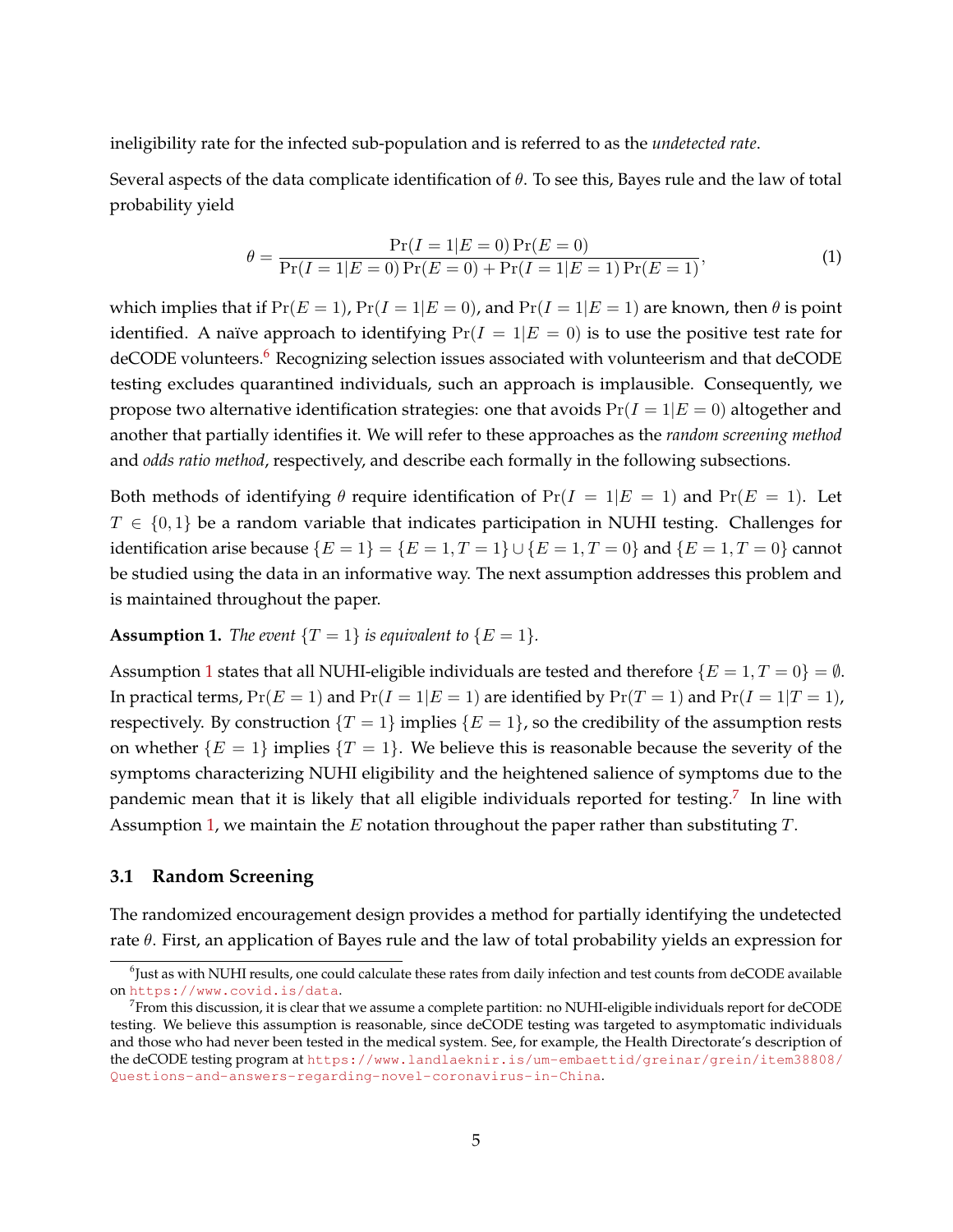ineligibility rate for the infected sub-population and is referred to as the *undetected rate*.

Several aspects of the data complicate identification of $\theta$. To see this, Bayes rule and the law of total probability yield

$$\theta = \frac{\Pr(I = 1|E = 0)\Pr(E = 0)}{\Pr(I = 1|E = 0)\Pr(E = 0) + \Pr(I = 1|E = 1)\Pr(E = 1)}, \tag{1}$$

which implies that if $\Pr(E = 1)$, $\Pr(I = 1|E = 0)$, and $\Pr(I = 1|E = 1)$ are known, then $\theta$ is point identified. A naïve approach to identifying $\Pr(I = 1|E = 0)$ is to use the positive test rate for deCODE volunteers.[6] Recognizing selection issues associated with volunteerism and that deCODE testing excludes quarantined individuals, such an approach is implausible. Consequently, we propose two alternative identification strategies: one that avoids $\Pr(I = 1|E = 0)$ altogether and another that partially identifies it. We will refer to these approaches as the *random screening method* and *odds ratio method*, respectively, and describe each formally in the following subsections.

Both methods of identifying $\theta$ require identification of $\Pr(I = 1|E = 1)$ and $\Pr(E = 1)$. Let $T \in \{0, 1\}$ be a random variable that indicates participation in NUHI testing. Challenges for identification arise because $\{E = 1\} = \{E = 1, T = 1\} \cup \{E = 1, T = 0\}$ and $\{E = 1, T = 0\}$ cannot be studied using the data in an informative way. The next assumption addresses this problem and is maintained throughout the paper.

**Assumption 1.** *The event $\{T = 1\}$ is equivalent to $\{E = 1\}$.*

Assumption 1 states that all NUHI-eligible individuals are tested and therefore $\{E = 1, T = 0\} = \emptyset$. In practical terms, $\Pr(E = 1)$ and $\Pr(I = 1|E = 1)$ are identified by $\Pr(T = 1)$ and $\Pr(I = 1|T = 1)$, respectively. By construction $\{T = 1\}$ implies $\{E = 1\}$, so the credibility of the assumption rests on whether $\{E = 1\}$ implies $\{T = 1\}$. We believe this is reasonable because the severity of the symptoms characterizing NUHI eligibility and the heightened salience of symptoms due to the pandemic mean that it is likely that all eligible individuals reported for testing.[7] In line with Assumption 1, we maintain the $E$ notation throughout the paper rather than substituting $T$.

### 3.1 Random Screening

The randomized encouragement design provides a method for partially identifying the undetected rate $\theta$. First, an application of Bayes rule and the law of total probability yields an expression for

[6] Just as with NUHI results, one could calculate these rates from daily infection and test counts from deCODE available on https://www.covid.is/data.

[7] From this discussion, it is clear that we assume a complete partition: no NUHI-eligible individuals report for deCODE testing. We believe this assumption is reasonable, since deCODE testing was targeted to asymptomatic individuals and those who had never been tested in the medical system. See, for example, the Health Directorate's description of the deCODE testing program at https://www.landlaeknir.is/um-embaettid/greinar/grein/item38808/Questions-and-answers-regarding-novel-coronavirus-in-China.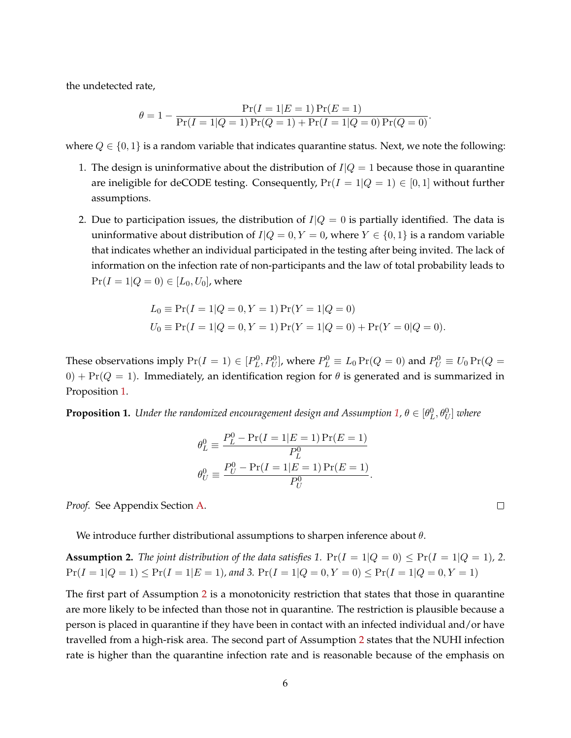the undetected rate,

$$\theta = 1 - \frac{\Pr(I=1|E=1)\Pr(E=1)}{\Pr(I=1|Q=1)\Pr(Q=1) + \Pr(I=1|Q=0)\Pr(Q=0)}.$$

where $Q \in \{0,1\}$ is a random variable that indicates quarantine status. Next, we note the following:

1. The design is uninformative about the distribution of $I|Q=1$ because those in quarantine are ineligible for deCODE testing. Consequently, $\Pr(I=1|Q=1) \in [0,1]$ without further assumptions.
2. Due to participation issues, the distribution of $I|Q=0$ is partially identified. The data is uninformative about distribution of $I|Q=0, Y=0$, where $Y \in \{0,1\}$ is a random variable that indicates whether an individual participated in the testing after being invited. The lack of information on the infection rate of non-participants and the law of total probability leads to $\Pr(I=1|Q=0) \in [L_0, U_0]$, where

$$\begin{aligned}
L_0 &\equiv \Pr(I=1|Q=0,Y=1)\Pr(Y=1|Q=0) \\
U_0 &\equiv \Pr(I=1|Q=0,Y=1)\Pr(Y=1|Q=0) + \Pr(Y=0|Q=0).
\end{aligned}$$

These observations imply $\Pr(I=1) \in [P_L^0, P_U^0]$, where $P_L^0 \equiv L_0 \Pr(Q=0)$ and $P_U^0 \equiv U_0 \Pr(Q=0) + \Pr(Q=1)$. Immediately, an identification region for $\theta$ is generated and is summarized in Proposition 1.

**Proposition 1.** *Under the randomized encouragement design and Assumption 1, $\theta \in [\theta_L^0, \theta_U^0]$ where*

$$\begin{aligned}
\theta_L^0 &\equiv \frac{P_L^0 - \Pr(I=1|E=1)\Pr(E=1)}{P_L^0} \\
\theta_U^0 &\equiv \frac{P_U^0 - \Pr(I=1|E=1)\Pr(E=1)}{P_U^0}.
\end{aligned}$$

*Proof.* See Appendix Section A. □

We introduce further distributional assumptions to sharpen inference about $\theta$.

**Assumption 2.** *The joint distribution of the data satisfies 1. $\Pr(I=1|Q=0) \leq \Pr(I=1|Q=1)$, 2. $\Pr(I=1|Q=1) \leq \Pr(I=1|E=1)$, and 3. $\Pr(I=1|Q=0,Y=0) \leq \Pr(I=1|Q=0,Y=1)$*

The first part of Assumption 2 is a monotonicity restriction that states that those in quarantine are more likely to be infected than those not in quarantine. The restriction is plausible because a person is placed in quarantine if they have been in contact with an infected individual and/or have travelled from a high-risk area. The second part of Assumption 2 states that the NUHI infection rate is higher than the quarantine infection rate and is reasonable because of the emphasis on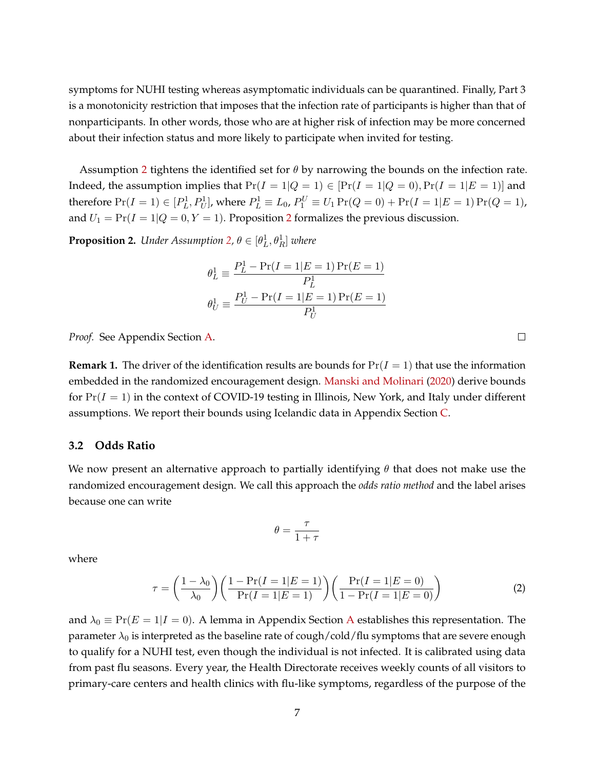symptoms for NUHI testing whereas asymptomatic individuals can be quarantined. Finally, Part 3 is a monotonicity restriction that imposes that the infection rate of participants is higher than that of nonparticipants. In other words, those who are at higher risk of infection may be more concerned about their infection status and more likely to participate when invited for testing.

Assumption 2 tightens the identified set for $\theta$ by narrowing the bounds on the infection rate. Indeed, the assumption implies that $\Pr(I = 1|Q = 1) \in [\Pr(I = 1|Q = 0), \Pr(I = 1|E = 1)]$ and therefore $\Pr(I = 1) \in [P_L^1, P_U^1]$, where $P_L^1 \equiv L_0$, $P_1^U \equiv U_1 \Pr(Q = 0) + \Pr(I = 1|E = 1) \Pr(Q = 1)$, and $U_1 = \Pr(I = 1|Q = 0, Y = 1)$. Proposition 2 formalizes the previous discussion.

**Proposition 2.** *Under Assumption 2, $\theta \in [\theta_L^1, \theta_R^1]$ where*

$$\theta_L^1 \equiv \frac{P_L^1 - \Pr(I = 1|E = 1)\Pr(E = 1)}{P_L^1}$$

$$\theta_U^1 \equiv \frac{P_U^1 - \Pr(I = 1|E = 1)\Pr(E = 1)}{P_U^1}$$

*Proof.* See Appendix Section A. □

**Remark 1.** The driver of the identification results are bounds for $\Pr(I = 1)$ that use the information embedded in the randomized encouragement design. Manski and Molinari (2020) derive bounds for $\Pr(I = 1)$ in the context of COVID-19 testing in Illinois, New York, and Italy under different assumptions. We report their bounds using Icelandic data in Appendix Section C.

### 3.2 Odds Ratio

We now present an alternative approach to partially identifying $\theta$ that does not make use the randomized encouragement design. We call this approach the *odds ratio method* and the label arises because one can write

$$\theta = \frac{\tau}{1 + \tau}$$

where

$$\tau = \left(\frac{1 - \lambda_0}{\lambda_0}\right)\left(\frac{1 - \Pr(I = 1|E = 1)}{\Pr(I = 1|E = 1)}\right)\left(\frac{\Pr(I = 1|E = 0)}{1 - \Pr(I = 1|E = 0)}\right) \tag{2}$$

and $\lambda_0 \equiv \Pr(E = 1|I = 0)$. A lemma in Appendix Section A establishes this representation. The parameter $\lambda_0$ is interpreted as the baseline rate of cough/cold/flu symptoms that are severe enough to qualify for a NUHI test, even though the individual is not infected. It is calibrated using data from past flu seasons. Every year, the Health Directorate receives weekly counts of all visitors to primary-care centers and health clinics with flu-like symptoms, regardless of the purpose of the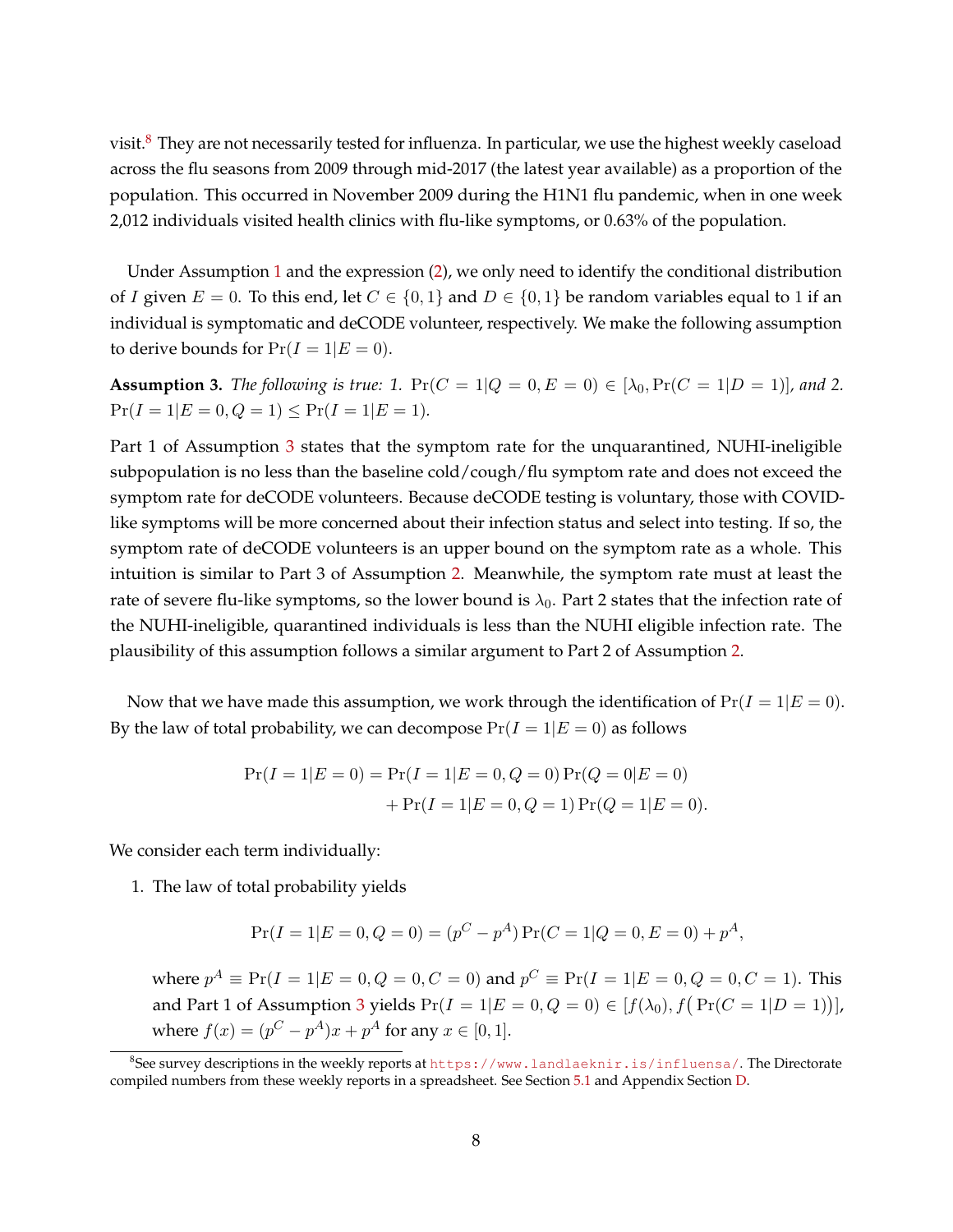visit.[8] They are not necessarily tested for influenza. In particular, we use the highest weekly caseload across the flu seasons from 2009 through mid-2017 (the latest year available) as a proportion of the population. This occurred in November 2009 during the H1N1 flu pandemic, when in one week 2,012 individuals visited health clinics with flu-like symptoms, or 0.63% of the population.

Under Assumption 1 and the expression (2), we only need to identify the conditional distribution of $I$ given $E = 0$. To this end, let $C \in \{0, 1\}$ and $D \in \{0, 1\}$ be random variables equal to 1 if an individual is symptomatic and deCODE volunteer, respectively. We make the following assumption to derive bounds for $\Pr(I = 1|E = 0)$.

**Assumption 3.** *The following is true: 1.* $\Pr(C = 1|Q = 0, E = 0) \in [\lambda_0, \Pr(C = 1|D = 1)]$*, and 2.* $\Pr(I = 1|E = 0, Q = 1) \leq \Pr(I = 1|E = 1)$.

Part 1 of Assumption 3 states that the symptom rate for the unquarantined, NUHI-ineligible subpopulation is no less than the baseline cold/cough/flu symptom rate and does not exceed the symptom rate for deCODE volunteers. Because deCODE testing is voluntary, those with COVID-like symptoms will be more concerned about their infection status and select into testing. If so, the symptom rate of deCODE volunteers is an upper bound on the symptom rate as a whole. This intuition is similar to Part 3 of Assumption 2. Meanwhile, the symptom rate must at least the rate of severe flu-like symptoms, so the lower bound is $\lambda_0$. Part 2 states that the infection rate of the NUHI-ineligible, quarantined individuals is less than the NUHI eligible infection rate. The plausibility of this assumption follows a similar argument to Part 2 of Assumption 2.

Now that we have made this assumption, we work through the identification of $\Pr(I = 1|E = 0)$. By the law of total probability, we can decompose $\Pr(I = 1|E = 0)$ as follows

$$\Pr(I = 1|E = 0) = \Pr(I = 1|E = 0, Q = 0) \Pr(Q = 0|E = 0) + \Pr(I = 1|E = 0, Q = 1) \Pr(Q = 1|E = 0).$$

We consider each term individually:

1. The law of total probability yields

$$\Pr(I = 1|E = 0, Q = 0) = (p^C - p^A) \Pr(C = 1|Q = 0, E = 0) + p^A,$$

   where $p^A \equiv \Pr(I = 1|E = 0, Q = 0, C = 0)$ and $p^C \equiv \Pr(I = 1|E = 0, Q = 0, C = 1)$. This and Part 1 of Assumption 3 yields $\Pr(I = 1|E = 0, Q = 0) \in [f(\lambda_0), f\big(\Pr(C = 1|D = 1)\big)]$, where $f(x) = (p^C - p^A)x + p^A$ for any $x \in [0, 1]$.

[8] See survey descriptions in the weekly reports at https://www.landlaeknir.is/influensa/. The Directorate compiled numbers from these weekly reports in a spreadsheet. See Section 5.1 and Appendix Section D.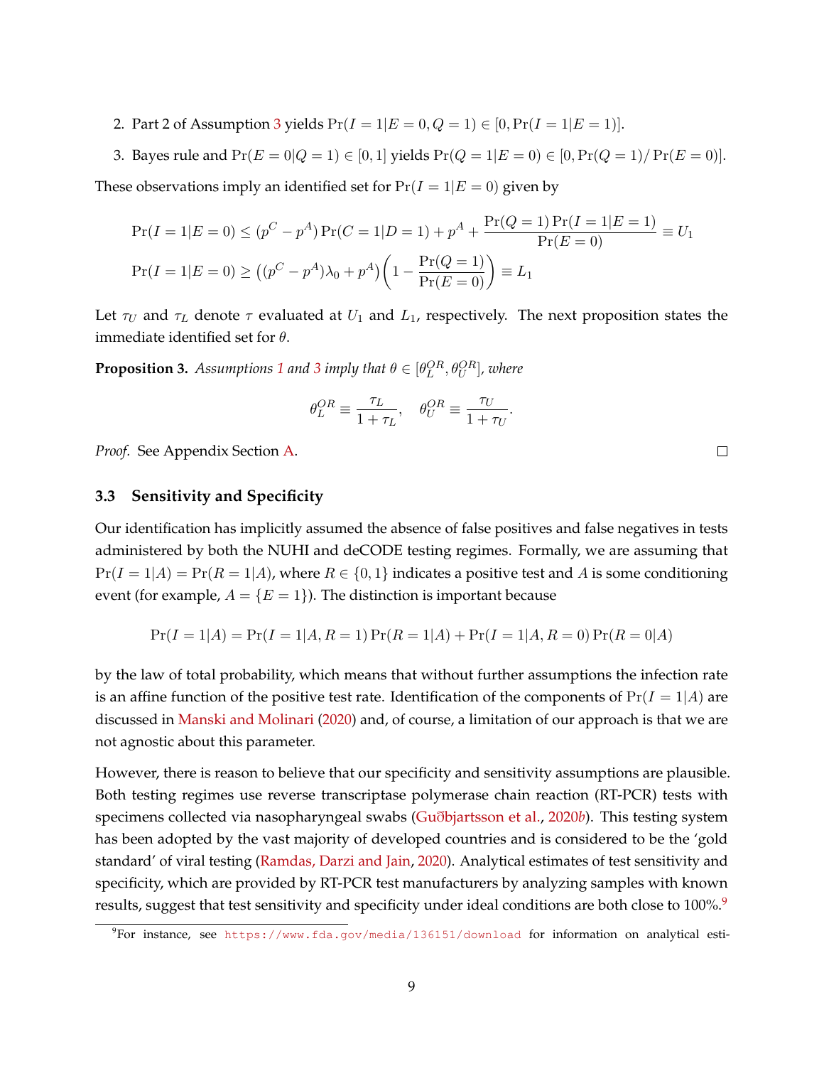2. Part 2 of Assumption 3 yields $\Pr(I = 1|E = 0, Q = 1) \in [0, \Pr(I = 1|E = 1)]$.
3. Bayes rule and $\Pr(E = 0|Q = 1) \in [0, 1]$ yields $\Pr(Q = 1|E = 0) \in [0, \Pr(Q = 1)/\Pr(E = 0)]$.

These observations imply an identified set for $\Pr(I = 1|E = 0)$ given by

$$\Pr(I = 1|E = 0) \leq (p^C - p^A)\Pr(C = 1|D = 1) + p^A + \frac{\Pr(Q = 1)\Pr(I = 1|E = 1)}{\Pr(E = 0)} \equiv U_1$$

$$\Pr(I = 1|E = 0) \geq \left((p^C - p^A)\lambda_0 + p^A\right)\left(1 - \frac{\Pr(Q = 1)}{\Pr(E = 0)}\right) \equiv L_1$$

Let $\tau_U$ and $\tau_L$ denote $\tau$ evaluated at $U_1$ and $L_1$, respectively. The next proposition states the immediate identified set for $\theta$.

**Proposition 3.** *Assumptions 1 and 3 imply that $\theta \in [\theta_L^{OR}, \theta_U^{OR}]$, where*

$$\theta_L^{OR} \equiv \frac{\tau_L}{1 + \tau_L}, \quad \theta_U^{OR} \equiv \frac{\tau_U}{1 + \tau_U}.$$

*Proof.* See Appendix Section A. □

### 3.3 Sensitivity and Specificity

Our identification has implicitly assumed the absence of false positives and false negatives in tests administered by both the NUHI and deCODE testing regimes. Formally, we are assuming that $\Pr(I = 1|A) = \Pr(R = 1|A)$, where $R \in \{0, 1\}$ indicates a positive test and $A$ is some conditioning event (for example, $A = \{E = 1\}$). The distinction is important because

$$\Pr(I = 1|A) = \Pr(I = 1|A, R = 1)\Pr(R = 1|A) + \Pr(I = 1|A, R = 0)\Pr(R = 0|A)$$

by the law of total probability, which means that without further assumptions the infection rate is an affine function of the positive test rate. Identification of the components of $\Pr(I = 1|A)$ are discussed in Manski and Molinari (2020) and, of course, a limitation of our approach is that we are not agnostic about this parameter.

However, there is reason to believe that our specificity and sensitivity assumptions are plausible. Both testing regimes use reverse transcriptase polymerase chain reaction (RT-PCR) tests with specimens collected via nasopharyngeal swabs (Guðbjartsson et al., 2020*b*). This testing system has been adopted by the vast majority of developed countries and is considered to be the 'gold standard' of viral testing (Ramdas, Darzi and Jain, 2020). Analytical estimates of test sensitivity and specificity, which are provided by RT-PCR test manufacturers by analyzing samples with known results, suggest that test sensitivity and specificity under ideal conditions are both close to 100%.[9]

[9] For instance, see https://www.fda.gov/media/136151/download for information on analytical esti-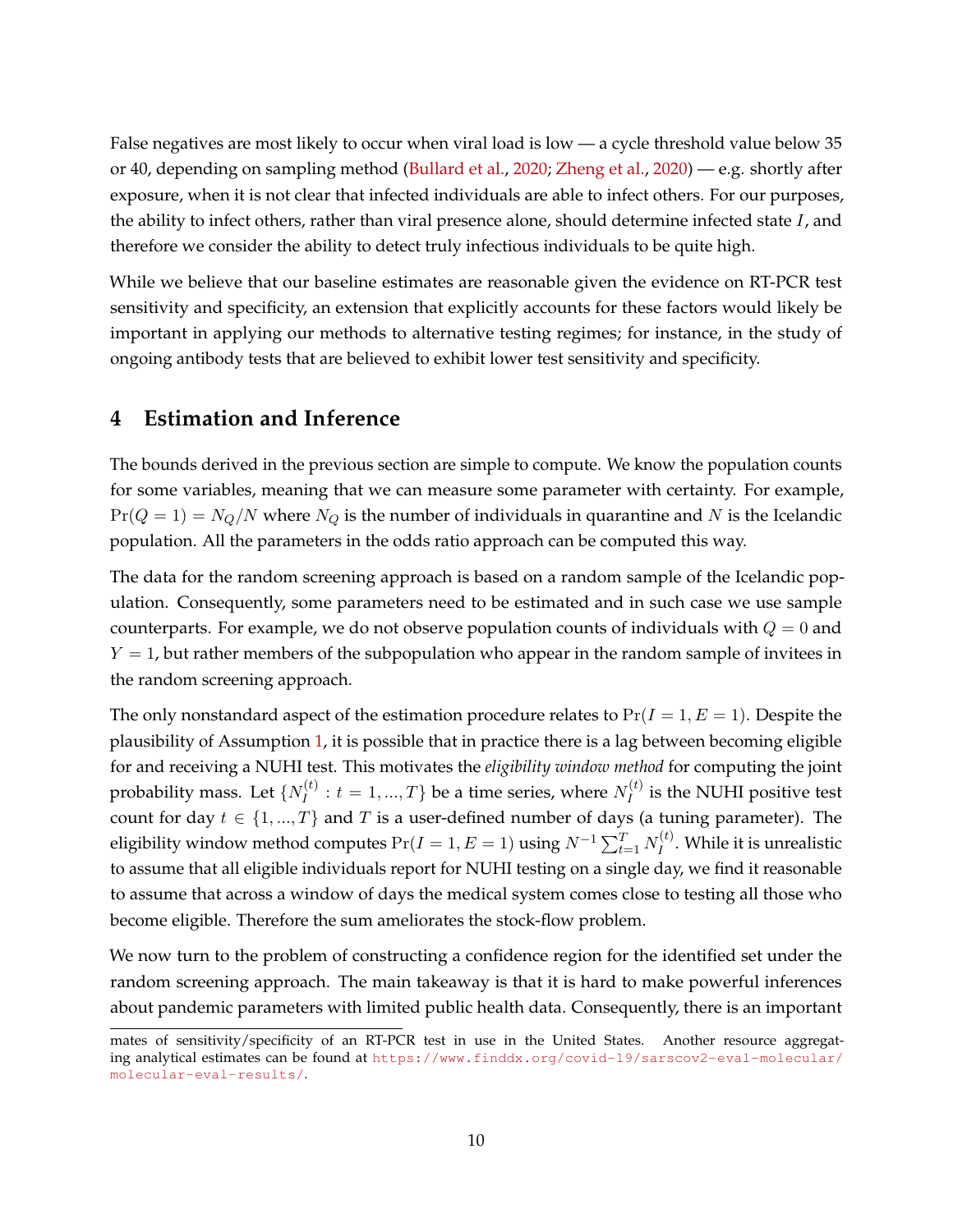False negatives are most likely to occur when viral load is low — a cycle threshold value below 35 or 40, depending on sampling method (Bullard et al., 2020; Zheng et al., 2020) — e.g. shortly after exposure, when it is not clear that infected individuals are able to infect others. For our purposes, the ability to infect others, rather than viral presence alone, should determine infected state $I$, and therefore we consider the ability to detect truly infectious individuals to be quite high.

While we believe that our baseline estimates are reasonable given the evidence on RT-PCR test sensitivity and specificity, an extension that explicitly accounts for these factors would likely be important in applying our methods to alternative testing regimes; for instance, in the study of ongoing antibody tests that are believed to exhibit lower test sensitivity and specificity.

## 4 Estimation and Inference

The bounds derived in the previous section are simple to compute. We know the population counts for some variables, meaning that we can measure some parameter with certainty. For example, $\Pr(Q = 1) = N_Q/N$ where $N_Q$ is the number of individuals in quarantine and $N$ is the Icelandic population. All the parameters in the odds ratio approach can be computed this way.

The data for the random screening approach is based on a random sample of the Icelandic population. Consequently, some parameters need to be estimated and in such case we use sample counterparts. For example, we do not observe population counts of individuals with $Q = 0$ and $Y = 1$, but rather members of the subpopulation who appear in the random sample of invitees in the random screening approach.

The only nonstandard aspect of the estimation procedure relates to $\Pr(I = 1, E = 1)$. Despite the plausibility of Assumption 1, it is possible that in practice there is a lag between becoming eligible for and receiving a NUHI test. This motivates the *eligibility window method* for computing the joint probability mass. Let $\{N_I^{(t)} : t = 1, ..., T\}$ be a time series, where $N_I^{(t)}$ is the NUHI positive test count for day $t \in \{1, ..., T\}$ and $T$ is a user-defined number of days (a tuning parameter). The eligibility window method computes $\Pr(I = 1, E = 1)$ using $N^{-1} \sum_{t=1}^{T} N_I^{(t)}$. While it is unrealistic to assume that all eligible individuals report for NUHI testing on a single day, we find it reasonable to assume that across a window of days the medical system comes close to testing all those who become eligible. Therefore the sum ameliorates the stock-flow problem.

We now turn to the problem of constructing a confidence region for the identified set under the random screening approach. The main takeaway is that it is hard to make powerful inferences about pandemic parameters with limited public health data. Consequently, there is an important

mates of sensitivity/specificity of an RT-PCR test in use in the United States. Another resource aggregating analytical estimates can be found at https://www.finddx.org/covid-19/sarscov2-eval-molecular/molecular-eval-results/.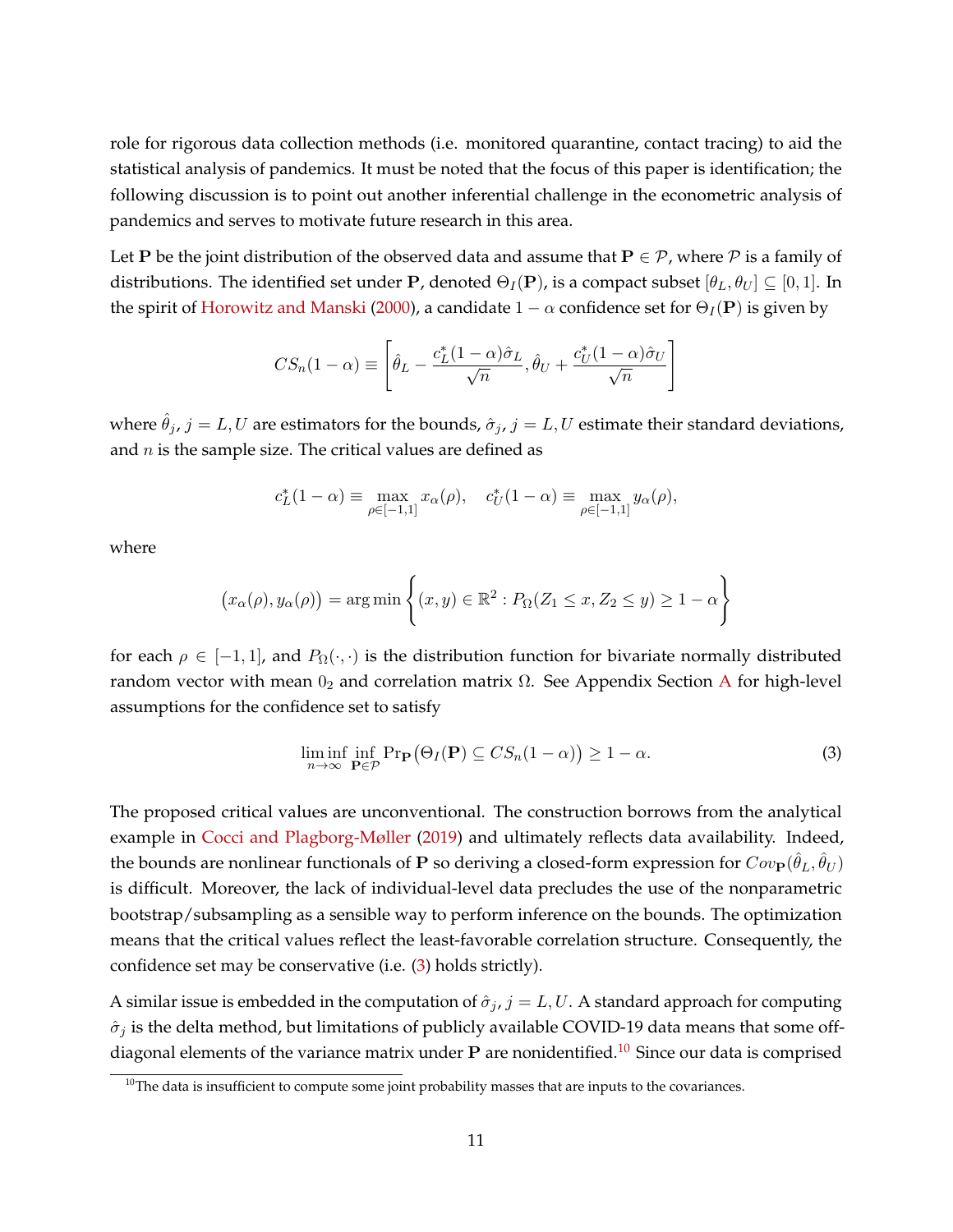role for rigorous data collection methods (i.e. monitored quarantine, contact tracing) to aid the statistical analysis of pandemics. It must be noted that the focus of this paper is identification; the following discussion is to point out another inferential challenge in the econometric analysis of pandemics and serves to motivate future research in this area.

Let $\mathbf{P}$ be the joint distribution of the observed data and assume that $\mathbf{P} \in \mathcal{P}$, where $\mathcal{P}$ is a family of distributions. The identified set under $\mathbf{P}$, denoted $\Theta_I(\mathbf{P})$, is a compact subset $[\theta_L, \theta_U] \subseteq [0,1]$. In the spirit of Horowitz and Manski (2000), a candidate $1-\alpha$ confidence set for $\Theta_I(\mathbf{P})$ is given by

$$CS_n(1-\alpha) \equiv \left[\hat{\theta}_L - \frac{c_L^*(1-\alpha)\hat{\sigma}_L}{\sqrt{n}}, \hat{\theta}_U + \frac{c_U^*(1-\alpha)\hat{\sigma}_U}{\sqrt{n}}\right]$$

where $\hat{\theta}_j$, $j = L, U$ are estimators for the bounds, $\hat{\sigma}_j$, $j = L, U$ estimate their standard deviations, and $n$ is the sample size. The critical values are defined as

$$c_L^*(1-\alpha) \equiv \max_{\rho \in [-1,1]} x_\alpha(\rho), \quad c_U^*(1-\alpha) \equiv \max_{\rho \in [-1,1]} y_\alpha(\rho),$$

where

$$\big(x_\alpha(\rho), y_\alpha(\rho)\big) = \arg\min \left\{(x, y) \in \mathbb{R}^2 : P_\Omega(Z_1 \leq x, Z_2 \leq y) \geq 1-\alpha\right\}$$

for each $\rho \in [-1,1]$, and $P_\Omega(\cdot,\cdot)$ is the distribution function for bivariate normally distributed random vector with mean $0_2$ and correlation matrix $\Omega$. See Appendix Section A for high-level assumptions for the confidence set to satisfy

$$\liminf_{n\to\infty} \inf_{\mathbf{P}\in\mathcal{P}} \Pr_{\mathbf{P}}\big(\Theta_I(\mathbf{P}) \subseteq CS_n(1-\alpha)\big) \geq 1-\alpha. \tag{3}$$

The proposed critical values are unconventional. The construction borrows from the analytical example in Cocci and Plagborg-Møller (2019) and ultimately reflects data availability. Indeed, the bounds are nonlinear functionals of $\mathbf{P}$ so deriving a closed-form expression for $Cov_{\mathbf{P}}(\hat{\theta}_L, \hat{\theta}_U)$ is difficult. Moreover, the lack of individual-level data precludes the use of the nonparametric bootstrap/subsampling as a sensible way to perform inference on the bounds. The optimization means that the critical values reflect the least-favorable correlation structure. Consequently, the confidence set may be conservative (i.e. (3) holds strictly).

A similar issue is embedded in the computation of $\hat{\sigma}_j$, $j = L, U$. A standard approach for computing $\hat{\sigma}_j$ is the delta method, but limitations of publicly available COVID-19 data means that some off-diagonal elements of the variance matrix under $\mathbf{P}$ are nonidentified.[10] Since our data is comprised

[10] The data is insufficient to compute some joint probability masses that are inputs to the covariances.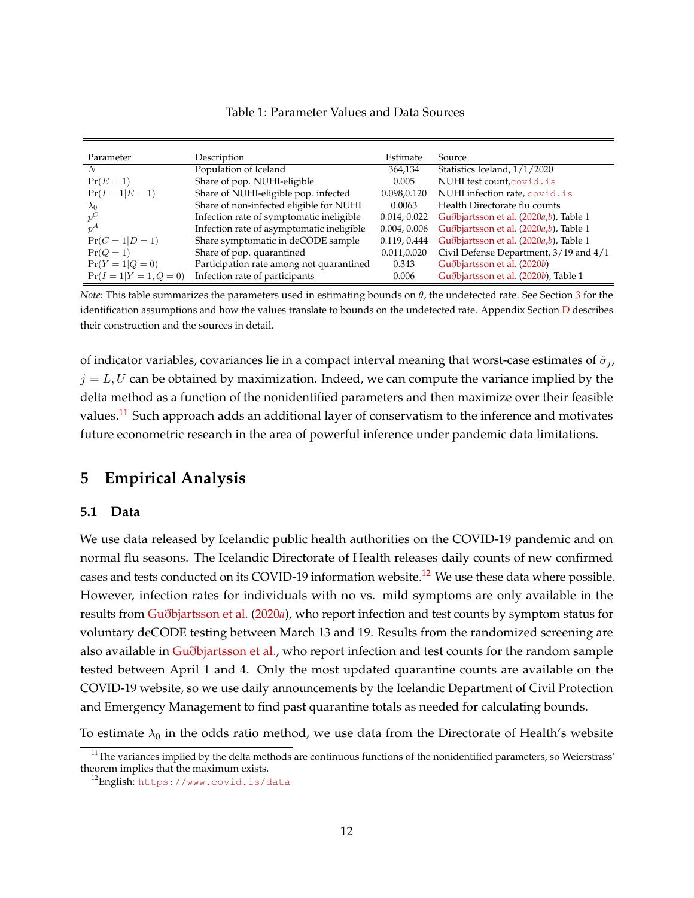Table 1: Parameter Values and Data Sources

| Parameter | Description | Estimate | Source |
|---|---|---|---|
| $N$ | Population of Iceland | 364,134 | Statistics Iceland, 1/1/2020 |
| $\Pr(E=1)$ | Share of pop. NUHI-eligible | 0.005 | NUHI test count, covid.is |
| $\Pr(I=1 \mid E=1)$ | Share of NUHI-eligible pop. infected | 0.098,0.120 | NUHI infection rate, covid.is |
| $\lambda_0$ | Share of non-infected eligible for NUHI | 0.0063 | Health Directorate flu counts |
| $p^C$ | Infection rate of symptomatic ineligible | 0.014, 0.022 | Guðbjartsson et al. (2020a,b), Table 1 |
| $p^A$ | Infection rate of asymptomatic ineligible | 0.004, 0.006 | Guðbjartsson et al. (2020a,b), Table 1 |
| $\Pr(C=1 \mid D=1)$ | Share symptomatic in deCODE sample | 0.119, 0.444 | Guðbjartsson et al. (2020a,b), Table 1 |
| $\Pr(Q=1)$ | Share of pop. quarantined | 0.011,0.020 | Civil Defense Department, 3/19 and 4/1 |
| $\Pr(Y=1 \mid Q=0)$ | Participation rate among not quarantined | 0.343 | Guðbjartsson et al. (2020b) |
| $\Pr(I=1 \mid Y=1, Q=0)$ | Infection rate of participants | 0.006 | Guðbjartsson et al. (2020b), Table 1 |

*Note:* This table summarizes the parameters used in estimating bounds on $\theta$, the undetected rate. See Section 3 for the identification assumptions and how the values translate to bounds on the undetected rate. Appendix Section D describes their construction and the sources in detail.

of indicator variables, covariances lie in a compact interval meaning that worst-case estimates of $\hat{\sigma}_j$, $j = L, U$ can be obtained by maximization. Indeed, we can compute the variance implied by the delta method as a function of the nonidentified parameters and then maximize over their feasible values.[11] Such approach adds an additional layer of conservatism to the inference and motivates future econometric research in the area of powerful inference under pandemic data limitations.

## 5 Empirical Analysis

### 5.1 Data

We use data released by Icelandic public health authorities on the COVID-19 pandemic and on normal flu seasons. The Icelandic Directorate of Health releases daily counts of new confirmed cases and tests conducted on its COVID-19 information website.[12] We use these data where possible. However, infection rates for individuals with no vs. mild symptoms are only available in the results from Guðbjartsson et al. (2020a), who report infection and test counts by symptom status for voluntary deCODE testing between March 13 and 19. Results from the randomized screening are also available in Guðbjartsson et al., who report infection and test counts for the random sample tested between April 1 and 4. Only the most updated quarantine counts are available on the COVID-19 website, so we use daily announcements by the Icelandic Department of Civil Protection and Emergency Management to find past quarantine totals as needed for calculating bounds.

To estimate $\lambda_0$ in the odds ratio method, we use data from the Directorate of Health's website

[11] The variances implied by the delta methods are continuous functions of the nonidentified parameters, so Weierstrass' theorem implies that the maximum exists.

[12] English: https://www.covid.is/data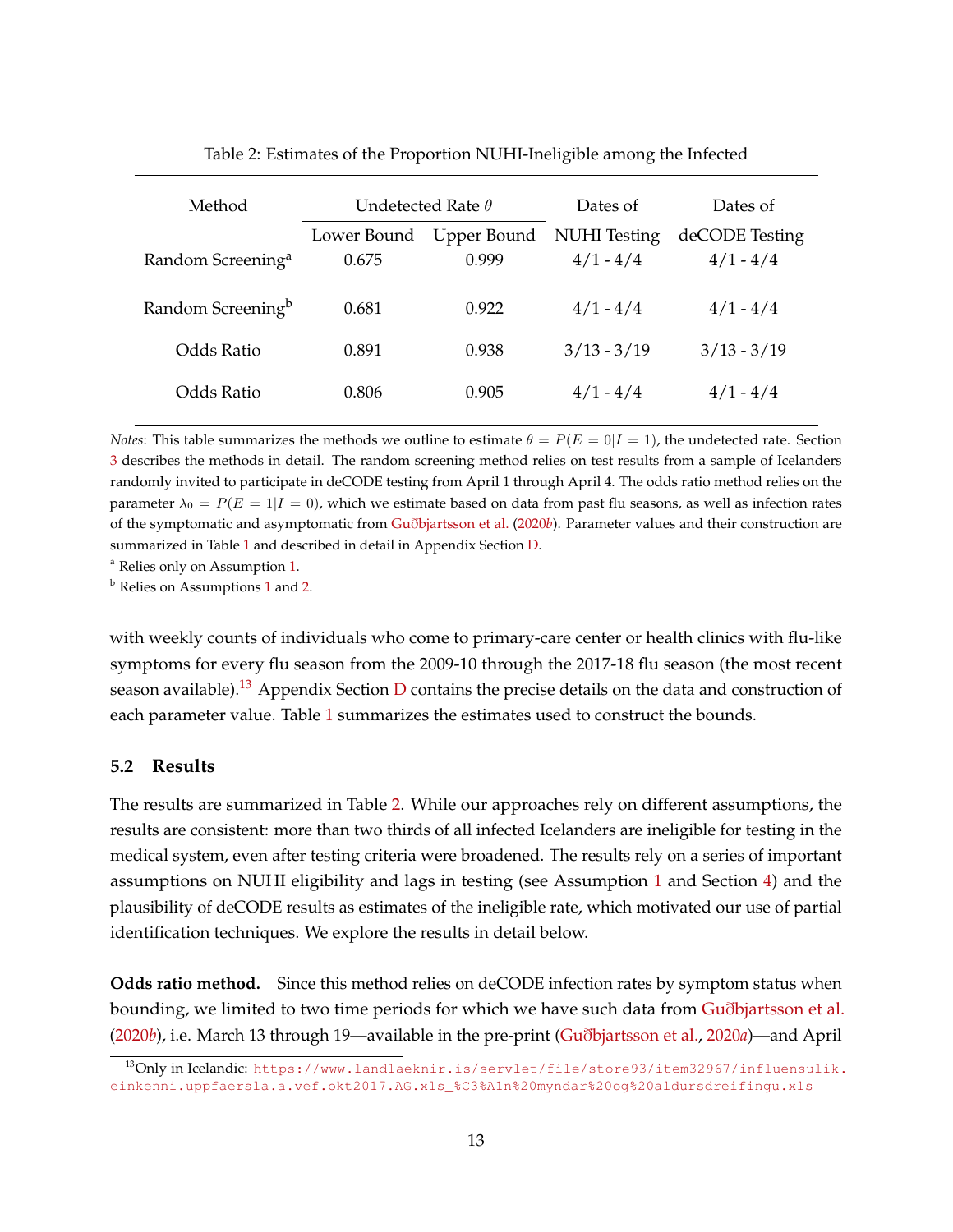Table 2: Estimates of the Proportion NUHI-Ineligible among the Infected

| Method | Undetected Rate $\theta$ | | Dates of | Dates of |
|---|---|---|---|---|
| | Lower Bound | Upper Bound | NUHI Testing | deCODE Testing |
| Random Screening[a] | 0.675 | 0.999 | 4/1 - 4/4 | 4/1 - 4/4 |
| Random Screening[b] | 0.681 | 0.922 | 4/1 - 4/4 | 4/1 - 4/4 |
| Odds Ratio | 0.891 | 0.938 | 3/13 - 3/19 | 3/13 - 3/19 |
| Odds Ratio | 0.806 | 0.905 | 4/1 - 4/4 | 4/1 - 4/4 |

*Notes*: This table summarizes the methods we outline to estimate $\theta = P(E = 0|I = 1)$, the undetected rate. Section 3 describes the methods in detail. The random screening method relies on test results from a sample of Icelanders randomly invited to participate in deCODE testing from April 1 through April 4. The odds ratio method relies on the parameter $\lambda_0 = P(E = 1|I = 0)$, which we estimate based on data from past flu seasons, as well as infection rates of the symptomatic and asymptomatic from Guðbjartsson et al. (2020*b*). Parameter values and their construction are summarized in Table 1 and described in detail in Appendix Section D.

[a] Relies only on Assumption 1.

[b] Relies on Assumptions 1 and 2.

with weekly counts of individuals who come to primary-care center or health clinics with flu-like symptoms for every flu season from the 2009-10 through the 2017-18 flu season (the most recent season available).[13] Appendix Section D contains the precise details on the data and construction of each parameter value. Table 1 summarizes the estimates used to construct the bounds.

### 5.2 Results

The results are summarized in Table 2. While our approaches rely on different assumptions, the results are consistent: more than two thirds of all infected Icelanders are ineligible for testing in the medical system, even after testing criteria were broadened. The results rely on a series of important assumptions on NUHI eligibility and lags in testing (see Assumption 1 and Section 4) and the plausibility of deCODE results as estimates of the ineligible rate, which motivated our use of partial identification techniques. We explore the results in detail below.

**Odds ratio method.** Since this method relies on deCODE infection rates by symptom status when bounding, we limited to two time periods for which we have such data from Guðbjartsson et al. (2020*b*), i.e. March 13 through 19—available in the pre-print (Guðbjartsson et al., 2020*a*)—and April

[13] Only in Icelandic: https://www.landlaeknir.is/servlet/file/store93/item32967/influensulik.einkenni.uppfaersla.a.vef.okt2017.AG.xls_%C3%A1n%20myndar%20og%20aldursdreifingu.xls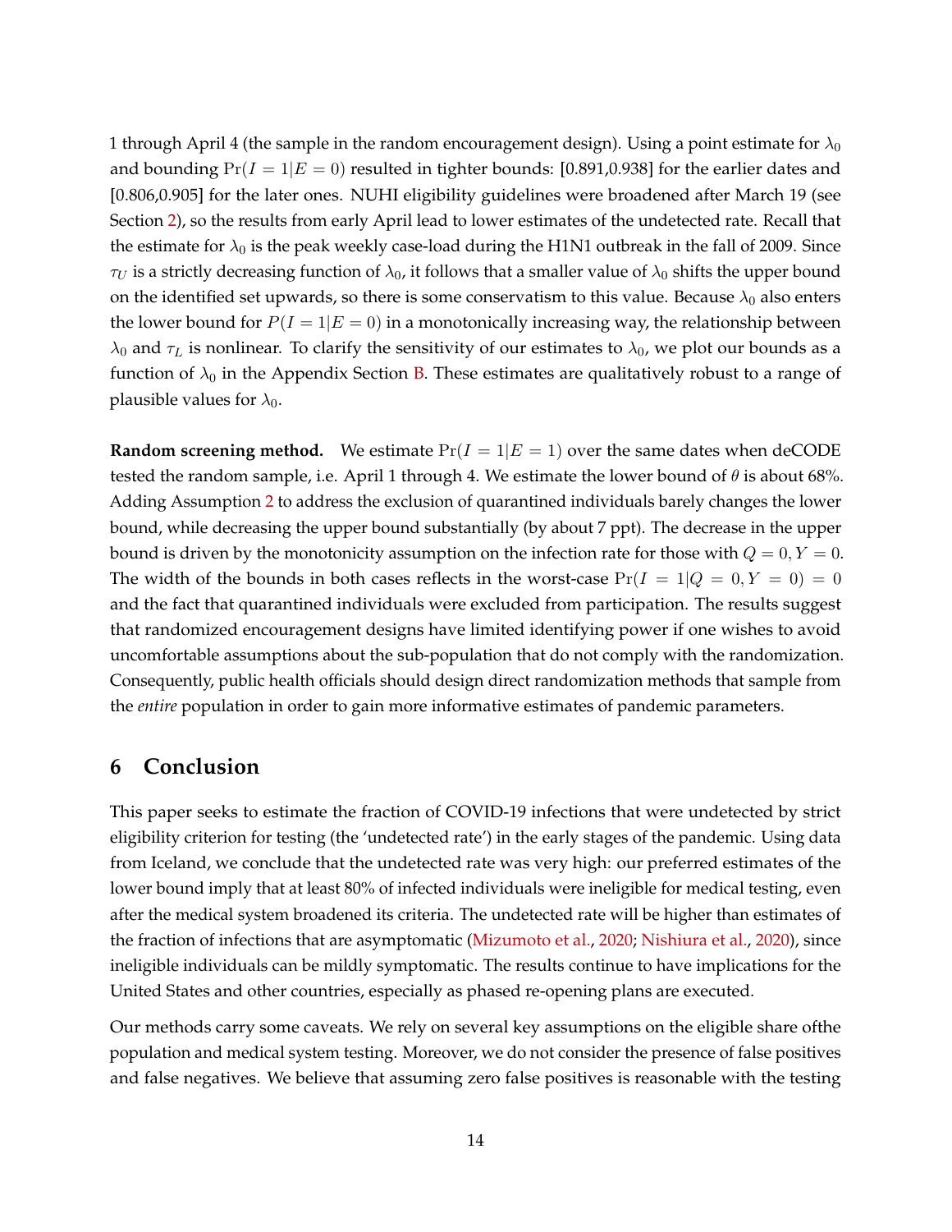1 through April 4 (the sample in the random encouragement design). Using a point estimate for $\lambda_0$ and bounding $\Pr(I = 1|E = 0)$ resulted in tighter bounds: [0.891,0.938] for the earlier dates and [0.806,0.905] for the later ones. NUHI eligibility guidelines were broadened after March 19 (see Section 2), so the results from early April lead to lower estimates of the undetected rate. Recall that the estimate for $\lambda_0$ is the peak weekly case-load during the H1N1 outbreak in the fall of 2009. Since $\tau_U$ is a strictly decreasing function of $\lambda_0$, it follows that a smaller value of $\lambda_0$ shifts the upper bound on the identified set upwards, so there is some conservatism to this value. Because $\lambda_0$ also enters the lower bound for $P(I = 1|E = 0)$ in a monotonically increasing way, the relationship between $\lambda_0$ and $\tau_L$ is nonlinear. To clarify the sensitivity of our estimates to $\lambda_0$, we plot our bounds as a function of $\lambda_0$ in the Appendix Section B. These estimates are qualitatively robust to a range of plausible values for $\lambda_0$.

**Random screening method.** We estimate $\Pr(I = 1|E = 1)$ over the same dates when deCODE tested the random sample, i.e. April 1 through 4. We estimate the lower bound of $\theta$ is about 68%. Adding Assumption 2 to address the exclusion of quarantined individuals barely changes the lower bound, while decreasing the upper bound substantially (by about 7 ppt). The decrease in the upper bound is driven by the monotonicity assumption on the infection rate for those with $Q = 0, Y = 0$. The width of the bounds in both cases reflects in the worst-case $\Pr(I = 1|Q = 0, Y = 0) = 0$ and the fact that quarantined individuals were excluded from participation. The results suggest that randomized encouragement designs have limited identifying power if one wishes to avoid uncomfortable assumptions about the sub-population that do not comply with the randomization. Consequently, public health officials should design direct randomization methods that sample from the *entire* population in order to gain more informative estimates of pandemic parameters.

## 6 Conclusion

This paper seeks to estimate the fraction of COVID-19 infections that were undetected by strict eligibility criterion for testing (the 'undetected rate') in the early stages of the pandemic. Using data from Iceland, we conclude that the undetected rate was very high: our preferred estimates of the lower bound imply that at least 80% of infected individuals were ineligible for medical testing, even after the medical system broadened its criteria. The undetected rate will be higher than estimates of the fraction of infections that are asymptomatic (Mizumoto et al., 2020; Nishiura et al., 2020), since ineligible individuals can be mildly symptomatic. The results continue to have implications for the United States and other countries, especially as phased re-opening plans are executed.

Our methods carry some caveats. We rely on several key assumptions on the eligible share ofthe population and medical system testing. Moreover, we do not consider the presence of false positives and false negatives. We believe that assuming zero false positives is reasonable with the testing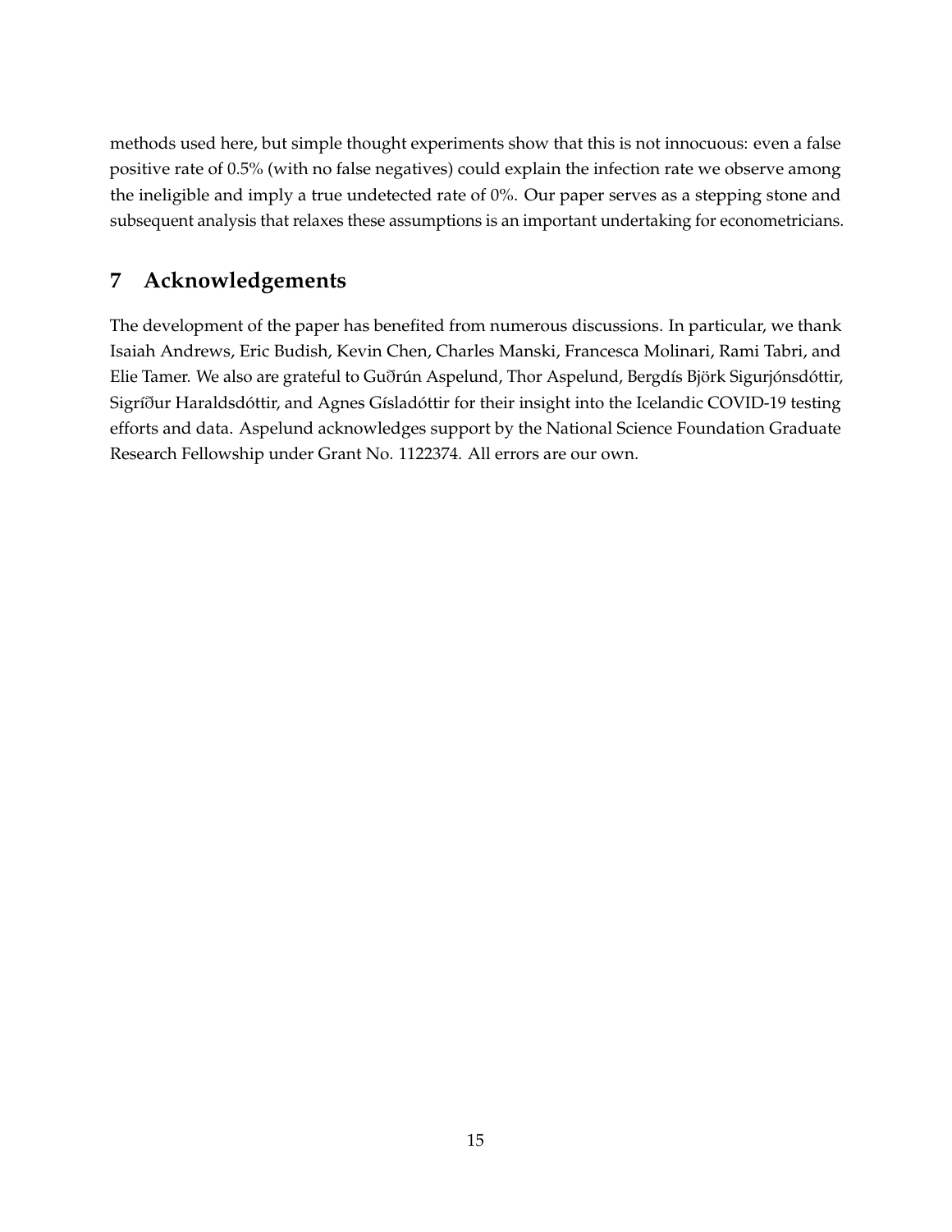methods used here, but simple thought experiments show that this is not innocuous: even a false positive rate of 0.5% (with no false negatives) could explain the infection rate we observe among the ineligible and imply a true undetected rate of 0%. Our paper serves as a stepping stone and subsequent analysis that relaxes these assumptions is an important undertaking for econometricians.

## 7 Acknowledgements

The development of the paper has benefited from numerous discussions. In particular, we thank Isaiah Andrews, Eric Budish, Kevin Chen, Charles Manski, Francesca Molinari, Rami Tabri, and Elie Tamer. We also are grateful to Guðrún Aspelund, Thor Aspelund, Bergdís Björk Sigurjónsdóttir, Sigríður Haraldsdóttir, and Agnes Gísladóttir for their insight into the Icelandic COVID-19 testing efforts and data. Aspelund acknowledges support by the National Science Foundation Graduate Research Fellowship under Grant No. 1122374. All errors are our own.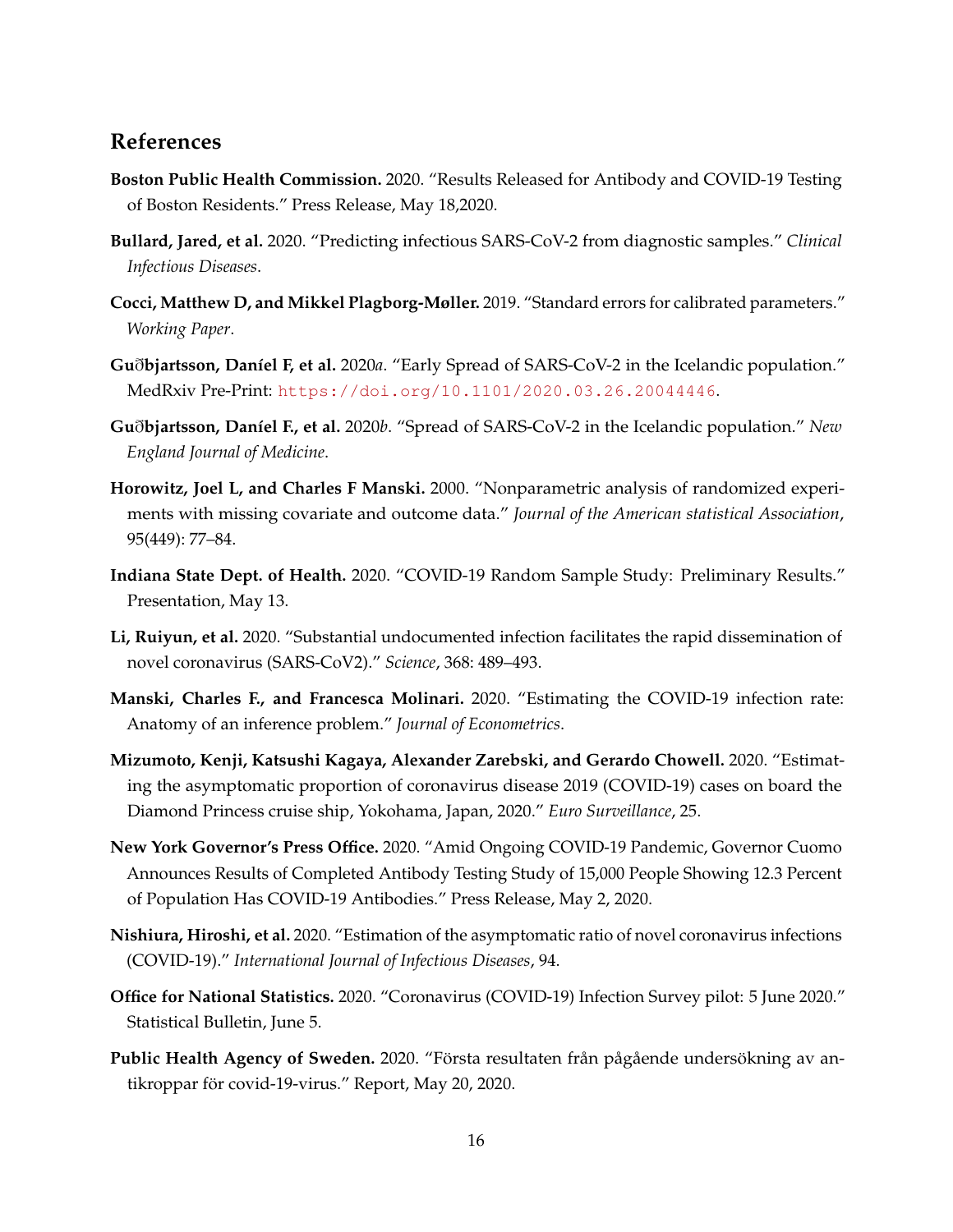## References

**Boston Public Health Commission.** 2020. "Results Released for Antibody and COVID-19 Testing of Boston Residents." Press Release, May 18,2020.

**Bullard, Jared, et al.** 2020. "Predicting infectious SARS-CoV-2 from diagnostic samples." *Clinical Infectious Diseases*.

**Cocci, Matthew D, and Mikkel Plagborg-Møller.** 2019. "Standard errors for calibrated parameters." *Working Paper*.

**Gu∂bjartsson, Daníel F, et al.** 2020*a*. "Early Spread of SARS-CoV-2 in the Icelandic population." MedRxiv Pre-Print: https://doi.org/10.1101/2020.03.26.20044446.

**Gu∂bjartsson, Daníel F., et al.** 2020*b*. "Spread of SARS-CoV-2 in the Icelandic population." *New England Journal of Medicine*.

**Horowitz, Joel L, and Charles F Manski.** 2000. "Nonparametric analysis of randomized experiments with missing covariate and outcome data." *Journal of the American statistical Association*, 95(449): 77–84.

**Indiana State Dept. of Health.** 2020. "COVID-19 Random Sample Study: Preliminary Results." Presentation, May 13.

**Li, Ruiyun, et al.** 2020. "Substantial undocumented infection facilitates the rapid dissemination of novel coronavirus (SARS-CoV2)." *Science*, 368: 489–493.

**Manski, Charles F., and Francesca Molinari.** 2020. "Estimating the COVID-19 infection rate: Anatomy of an inference problem." *Journal of Econometrics*.

**Mizumoto, Kenji, Katsushi Kagaya, Alexander Zarebski, and Gerardo Chowell.** 2020. "Estimating the asymptomatic proportion of coronavirus disease 2019 (COVID-19) cases on board the Diamond Princess cruise ship, Yokohama, Japan, 2020." *Euro Surveillance*, 25.

**New York Governor's Press Office.** 2020. "Amid Ongoing COVID-19 Pandemic, Governor Cuomo Announces Results of Completed Antibody Testing Study of 15,000 People Showing 12.3 Percent of Population Has COVID-19 Antibodies." Press Release, May 2, 2020.

**Nishiura, Hiroshi, et al.** 2020. "Estimation of the asymptomatic ratio of novel coronavirus infections (COVID-19)." *International Journal of Infectious Diseases*, 94.

**Office for National Statistics.** 2020. "Coronavirus (COVID-19) Infection Survey pilot: 5 June 2020." Statistical Bulletin, June 5.

**Public Health Agency of Sweden.** 2020. "Första resultaten från pågående undersökning av antikroppar för covid-19-virus." Report, May 20, 2020.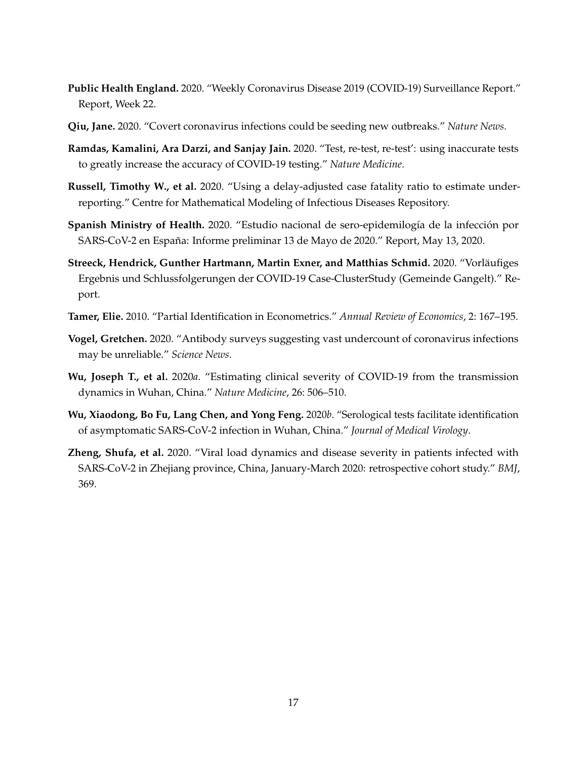**Public Health England.** 2020. "Weekly Coronavirus Disease 2019 (COVID-19) Surveillance Report." Report, Week 22.

**Qiu, Jane.** 2020. "Covert coronavirus infections could be seeding new outbreaks." *Nature News*.

**Ramdas, Kamalini, Ara Darzi, and Sanjay Jain.** 2020. "Test, re-test, re-test': using inaccurate tests to greatly increase the accuracy of COVID-19 testing." *Nature Medicine*.

**Russell, Timothy W., et al.** 2020. "Using a delay-adjusted case fatality ratio to estimate under-reporting." Centre for Mathematical Modeling of Infectious Diseases Repository.

**Spanish Ministry of Health.** 2020. "Estudio nacional de sero-epidemilogía de la infección por SARS-CoV-2 en España: Informe preliminar 13 de Mayo de 2020." Report, May 13, 2020.

**Streeck, Hendrick, Gunther Hartmann, Martin Exner, and Matthias Schmid.** 2020. "Vorläufiges Ergebnis und Schlussfolgerungen der COVID-19 Case-ClusterStudy (Gemeinde Gangelt)." Report.

**Tamer, Elie.** 2010. "Partial Identification in Econometrics." *Annual Review of Economics*, 2: 167–195.

**Vogel, Gretchen.** 2020. "Antibody surveys suggesting vast undercount of coronavirus infections may be unreliable." *Science News*.

**Wu, Joseph T., et al.** 2020*a*. "Estimating clinical severity of COVID-19 from the transmission dynamics in Wuhan, China." *Nature Medicine*, 26: 506–510.

**Wu, Xiaodong, Bo Fu, Lang Chen, and Yong Feng.** 2020*b*. "Serological tests facilitate identification of asymptomatic SARS-CoV-2 infection in Wuhan, China." *Journal of Medical Virology*.

**Zheng, Shufa, et al.** 2020. "Viral load dynamics and disease severity in patients infected with SARS-CoV-2 in Zhejiang province, China, January-March 2020: retrospective cohort study." *BMJ*, 369.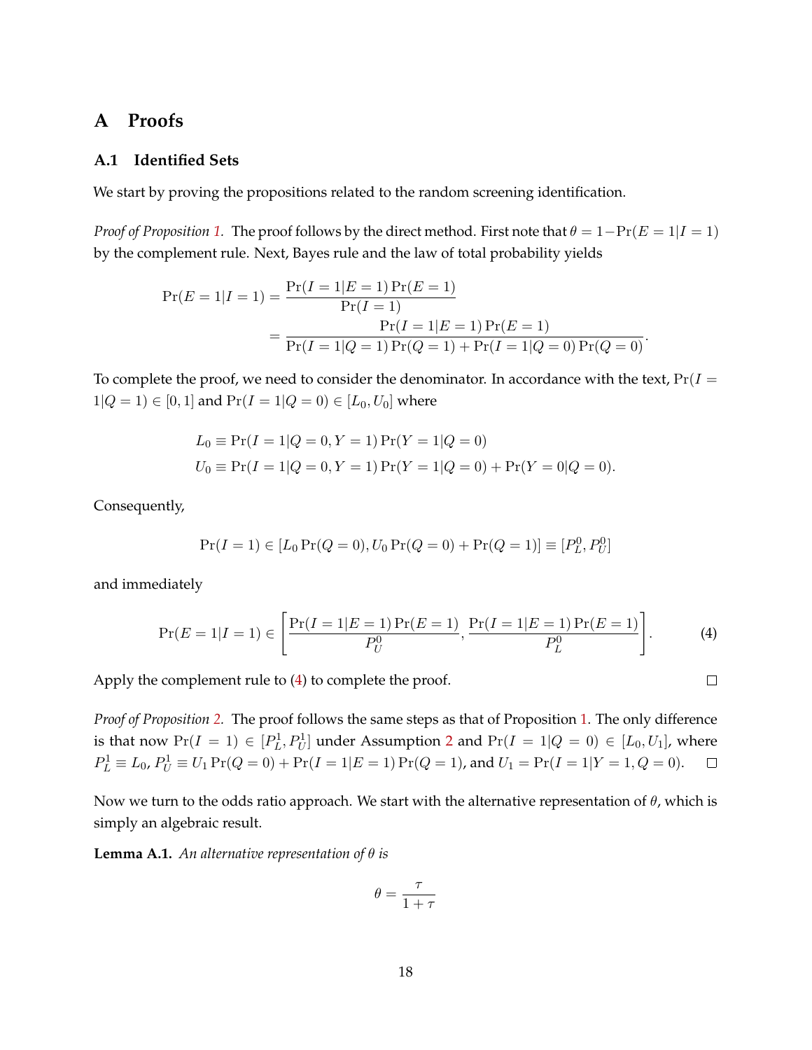# A Proofs

## A.1 Identified Sets

We start by proving the propositions related to the random screening identification.

*Proof of Proposition 1.* The proof follows by the direct method. First note that $\theta = 1 - \Pr(E = 1|I = 1)$ by the complement rule. Next, Bayes rule and the law of total probability yields

$$
\begin{aligned}
\Pr(E = 1|I = 1) &= \frac{\Pr(I = 1|E = 1)\Pr(E = 1)}{\Pr(I = 1)} \\
&= \frac{\Pr(I = 1|E = 1)\Pr(E = 1)}{\Pr(I = 1|Q = 1)\Pr(Q = 1) + \Pr(I = 1|Q = 0)\Pr(Q = 0)}.
\end{aligned}
$$

To complete the proof, we need to consider the denominator. In accordance with the text, $\Pr(I = 1|Q = 1) \in [0, 1]$ and $\Pr(I = 1|Q = 0) \in [L_0, U_0]$ where

$$
\begin{aligned}
L_0 &\equiv \Pr(I = 1|Q = 0, Y = 1)\Pr(Y = 1|Q = 0) \\
U_0 &\equiv \Pr(I = 1|Q = 0, Y = 1)\Pr(Y = 1|Q = 0) + \Pr(Y = 0|Q = 0).
\end{aligned}
$$

Consequently,

$$
\Pr(I = 1) \in [L_0 \Pr(Q = 0), U_0 \Pr(Q = 0) + \Pr(Q = 1)] \equiv [P_L^0, P_U^0]
$$

and immediately

$$
\Pr(E = 1|I = 1) \in \left[\frac{\Pr(I = 1|E = 1)\Pr(E = 1)}{P_U^0}, \frac{\Pr(I = 1|E = 1)\Pr(E = 1)}{P_L^0}\right]. \tag{4}
$$

Apply the complement rule to (4) to complete the proof. □

*Proof of Proposition 2.* The proof follows the same steps as that of Proposition 1. The only difference is that now $\Pr(I = 1) \in [P_L^1, P_U^1]$ under Assumption 2 and $\Pr(I = 1|Q = 0) \in [L_0, U_1]$, where $P_L^1 \equiv L_0$, $P_U^1 \equiv U_1 \Pr(Q = 0) + \Pr(I = 1|E = 1)\Pr(Q = 1)$, and $U_1 = \Pr(I = 1|Y = 1, Q = 0)$. □

Now we turn to the odds ratio approach. We start with the alternative representation of $\theta$, which is simply an algebraic result.

**Lemma A.1.** *An alternative representation of $\theta$ is*

$$
\theta = \frac{\tau}{1 + \tau}
$$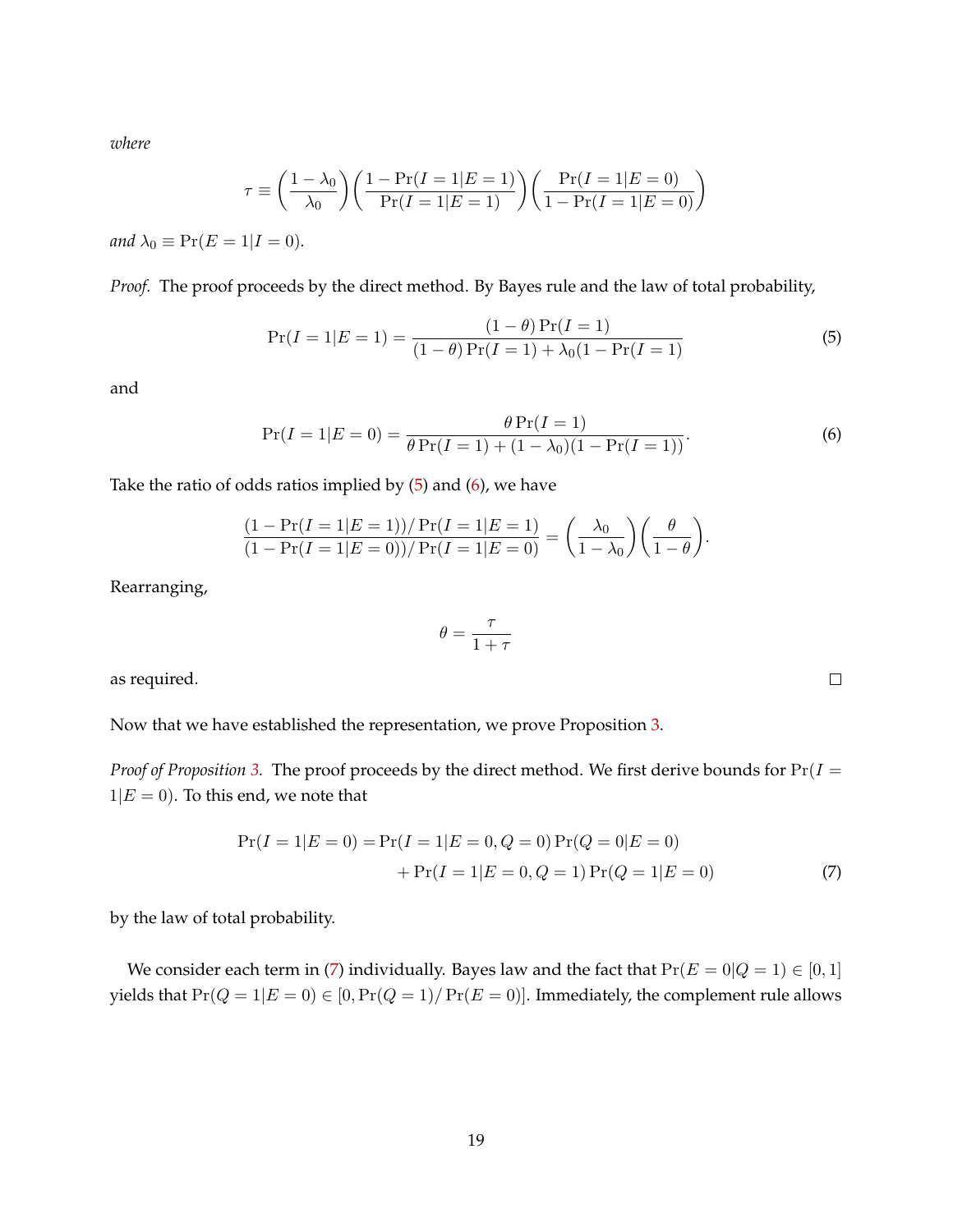*where*

$$\tau \equiv \left(\frac{1-\lambda_0}{\lambda_0}\right)\left(\frac{1-\Pr(I=1|E=1)}{\Pr(I=1|E=1)}\right)\left(\frac{\Pr(I=1|E=0)}{1-\Pr(I=1|E=0)}\right)$$

*and* $\lambda_0 \equiv \Pr(E=1|I=0)$.

*Proof.* The proof proceeds by the direct method. By Bayes rule and the law of total probability,

$$\Pr(I=1|E=1) = \frac{(1-\theta)\Pr(I=1)}{(1-\theta)\Pr(I=1)+\lambda_0(1-\Pr(I=1)} \tag{5}$$

and

$$\Pr(I=1|E=0) = \frac{\theta\Pr(I=1)}{\theta\Pr(I=1)+(1-\lambda_0)(1-\Pr(I=1))}. \tag{6}$$

Take the ratio of odds ratios implied by (5) and (6), we have

$$\frac{(1-\Pr(I=1|E=1))/\Pr(I=1|E=1)}{(1-\Pr(I=1|E=0))/\Pr(I=1|E=0)} = \left(\frac{\lambda_0}{1-\lambda_0}\right)\left(\frac{\theta}{1-\theta}\right).$$

Rearranging,

$$\theta = \frac{\tau}{1+\tau}$$

as required. □

Now that we have established the representation, we prove Proposition 3.

*Proof of Proposition 3.* The proof proceeds by the direct method. We first derive bounds for $\Pr(I=1|E=0)$. To this end, we note that

$$\begin{aligned}\Pr(I=1|E=0) = &\Pr(I=1|E=0,Q=0)\Pr(Q=0|E=0)\\ &+\Pr(I=1|E=0,Q=1)\Pr(Q=1|E=0)\end{aligned} \tag{7}$$

by the law of total probability.

We consider each term in (7) individually. Bayes law and the fact that $\Pr(E=0|Q=1) \in [0,1]$ yields that $\Pr(Q=1|E=0) \in [0, \Pr(Q=1)/\Pr(E=0)]$. Immediately, the complement rule allows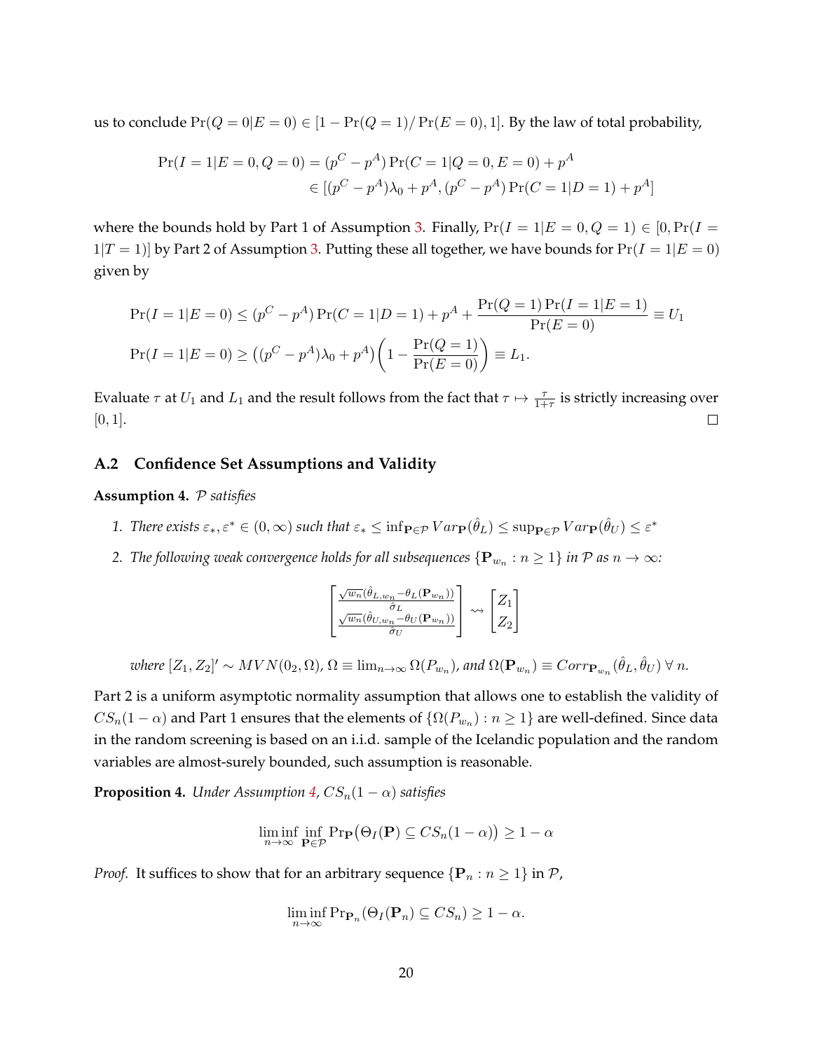us to conclude $\Pr(Q = 0|E = 0) \in [1 - \Pr(Q = 1)/\Pr(E = 0), 1]$. By the law of total probability,

$$
\begin{aligned}
\Pr(I = 1|E = 0, Q = 0) &= (p^C - p^A)\Pr(C = 1|Q = 0, E = 0) + p^A \\
&\in [(p^C - p^A)\lambda_0 + p^A, (p^C - p^A)\Pr(C = 1|D = 1) + p^A]
\end{aligned}
$$

where the bounds hold by Part 1 of Assumption 3. Finally, $\Pr(I = 1|E = 0, Q = 1) \in [0, \Pr(I = 1|T = 1)]$ by Part 2 of Assumption 3. Putting these all together, we have bounds for $\Pr(I = 1|E = 0)$ given by

$$
\Pr(I = 1|E = 0) \leq (p^C - p^A)\Pr(C = 1|D = 1) + p^A + \frac{\Pr(Q = 1)\Pr(I = 1|E = 1)}{\Pr(E = 0)} \equiv U_1
$$

$$
\Pr(I = 1|E = 0) \geq \left((p^C - p^A)\lambda_0 + p^A\right)\left(1 - \frac{\Pr(Q = 1)}{\Pr(E = 0)}\right) \equiv L_1.
$$

Evaluate $\tau$ at $U_1$ and $L_1$ and the result follows from the fact that $\tau \mapsto \frac{\tau}{1+\tau}$ is strictly increasing over $[0, 1]$. $\square$

## A.2 Confidence Set Assumptions and Validity

**Assumption 4.** *$\mathcal{P}$ satisfies*

1. *There exists $\varepsilon_*, \varepsilon^* \in (0, \infty)$ such that $\varepsilon_* \leq \inf_{\mathbf{P}\in\mathcal{P}} Var_{\mathbf{P}}(\hat{\theta}_L) \leq \sup_{\mathbf{P}\in\mathcal{P}} Var_{\mathbf{P}}(\hat{\theta}_U) \leq \varepsilon^*$*
2. *The following weak convergence holds for all subsequences $\{\mathbf{P}_{w_n} : n \geq 1\}$ in $\mathcal{P}$ as $n \to \infty$:*

$$
\begin{bmatrix} \frac{\sqrt{w_n}(\hat{\theta}_{L,w_n} - \theta_L(\mathbf{P}_{w_n}))}{\hat{\sigma}_L} \\ \frac{\sqrt{w_n}(\hat{\theta}_{U,w_n} - \theta_U(\mathbf{P}_{w_n}))}{\hat{\sigma}_U} \end{bmatrix} \rightsquigarrow \begin{bmatrix} Z_1 \\ Z_2 \end{bmatrix}
$$

*where $[Z_1, Z_2]' \sim MVN(0_2, \Omega)$, $\Omega \equiv \lim_{n\to\infty} \Omega(P_{w_n})$, and $\Omega(\mathbf{P}_{w_n}) \equiv Corr_{\mathbf{P}_{w_n}}(\hat{\theta}_L, \hat{\theta}_U)\ \forall\ n$.*

Part 2 is a uniform asymptotic normality assumption that allows one to establish the validity of $CS_n(1 - \alpha)$ and Part 1 ensures that the elements of $\{\Omega(P_{w_n}) : n \geq 1\}$ are well-defined. Since data in the random screening is based on an i.i.d. sample of the Icelandic population and the random variables are almost-surely bounded, such assumption is reasonable.

**Proposition 4.** *Under Assumption 4, $CS_n(1 - \alpha)$ satisfies*

$$
\liminf_{n\to\infty} \inf_{\mathbf{P}\in\mathcal{P}} \Pr_{\mathbf{P}}\big(\Theta_I(\mathbf{P}) \subseteq CS_n(1 - \alpha)\big) \geq 1 - \alpha
$$

*Proof.* It suffices to show that for an arbitrary sequence $\{\mathbf{P}_n : n \geq 1\}$ in $\mathcal{P}$,

$$
\liminf_{n\to\infty} \Pr_{\mathbf{P}_n}(\Theta_I(\mathbf{P}_n) \subseteq CS_n) \geq 1 - \alpha.
$$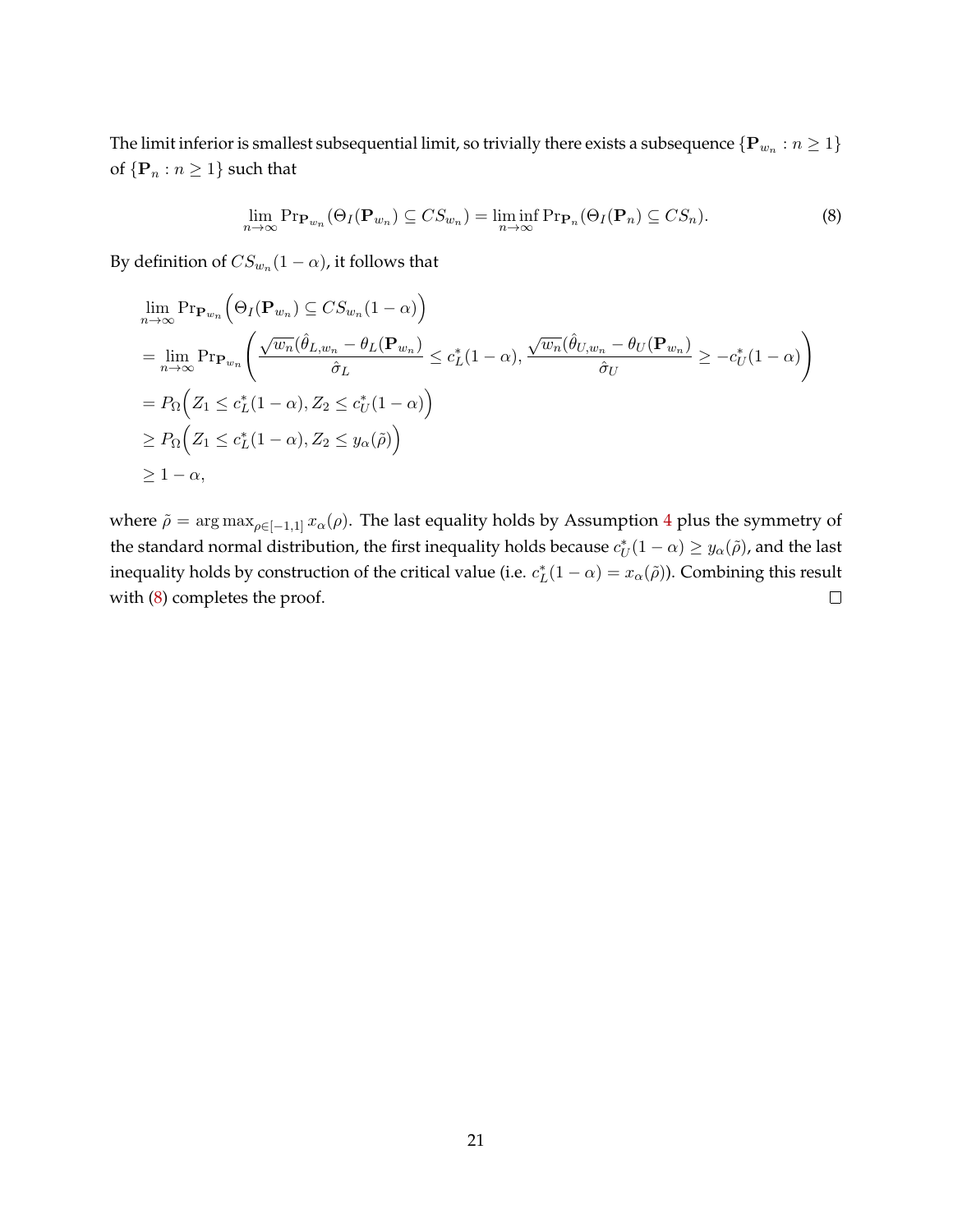The limit inferior is smallest subsequential limit, so trivially there exists a subsequence $\{\mathbf{P}_{w_n} : n \geq 1\}$ of $\{\mathbf{P}_n : n \geq 1\}$ such that

$$\lim_{n\to\infty} \Pr_{\mathbf{P}_{w_n}}(\Theta_I(\mathbf{P}_{w_n}) \subseteq CS_{w_n}) = \liminf_{n\to\infty} \Pr_{\mathbf{P}_n}(\Theta_I(\mathbf{P}_n) \subseteq CS_n). \tag{8}$$

By definition of $CS_{w_n}(1-\alpha)$, it follows that

$$\begin{aligned}
&\lim_{n\to\infty} \Pr_{\mathbf{P}_{w_n}}\Big(\Theta_I(\mathbf{P}_{w_n}) \subseteq CS_{w_n}(1-\alpha)\Big) \\
&= \lim_{n\to\infty} \Pr_{\mathbf{P}_{w_n}}\left(\frac{\sqrt{w_n}(\hat{\theta}_{L,w_n} - \theta_L(\mathbf{P}_{w_n}))}{\hat{\sigma}_L} \leq c_L^*(1-\alpha), \frac{\sqrt{w_n}(\hat{\theta}_{U,w_n} - \theta_U(\mathbf{P}_{w_n}))}{\hat{\sigma}_U} \geq -c_U^*(1-\alpha)\right) \\
&= P_\Omega\Big(Z_1 \leq c_L^*(1-\alpha), Z_2 \leq c_U^*(1-\alpha)\Big) \\
&\geq P_\Omega\Big(Z_1 \leq c_L^*(1-\alpha), Z_2 \leq y_\alpha(\tilde{\rho})\Big) \\
&\geq 1-\alpha,
\end{aligned}$$

where $\tilde{\rho} = \arg\max_{\rho\in[-1,1]} x_\alpha(\rho)$. The last equality holds by Assumption 4 plus the symmetry of the standard normal distribution, the first inequality holds because $c_U^*(1-\alpha) \geq y_\alpha(\tilde{\rho})$, and the last inequality holds by construction of the critical value (i.e. $c_L^*(1-\alpha) = x_\alpha(\tilde{\rho})$). Combining this result with (8) completes the proof. $\square$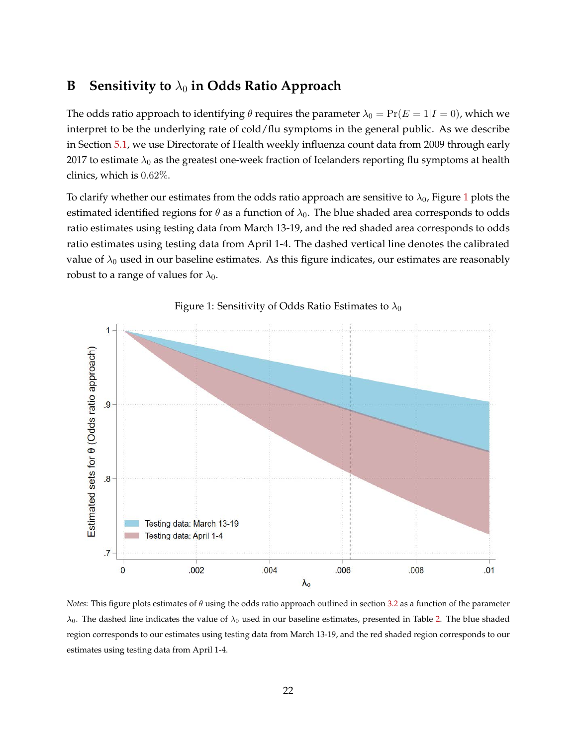## B Sensitivity to $\lambda_0$ in Odds Ratio Approach

The odds ratio approach to identifying $\theta$ requires the parameter $\lambda_0 = \Pr(E = 1|I = 0)$, which we interpret to be the underlying rate of cold/flu symptoms in the general public. As we describe in Section 5.1, we use Directorate of Health weekly influenza count data from 2009 through early 2017 to estimate $\lambda_0$ as the greatest one-week fraction of Icelanders reporting flu symptoms at health clinics, which is $0.62\%$.

To clarify whether our estimates from the odds ratio approach are sensitive to $\lambda_0$, Figure 1 plots the estimated identified regions for $\theta$ as a function of $\lambda_0$. The blue shaded area corresponds to odds ratio estimates using testing data from March 13-19, and the red shaded area corresponds to odds ratio estimates using testing data from April 1-4. The dashed vertical line denotes the calibrated value of $\lambda_0$ used in our baseline estimates. As this figure indicates, our estimates are reasonably robust to a range of values for $\lambda_0$.

Figure 1: Sensitivity of Odds Ratio Estimates to $\lambda_0$

*Notes*: This figure plots estimates of $\theta$ using the odds ratio approach outlined in section 3.2 as a function of the parameter $\lambda_0$. The dashed line indicates the value of $\lambda_0$ used in our baseline estimates, presented in Table 2. The blue shaded region corresponds to our estimates using testing data from March 13-19, and the red shaded region corresponds to our estimates using testing data from April 1-4.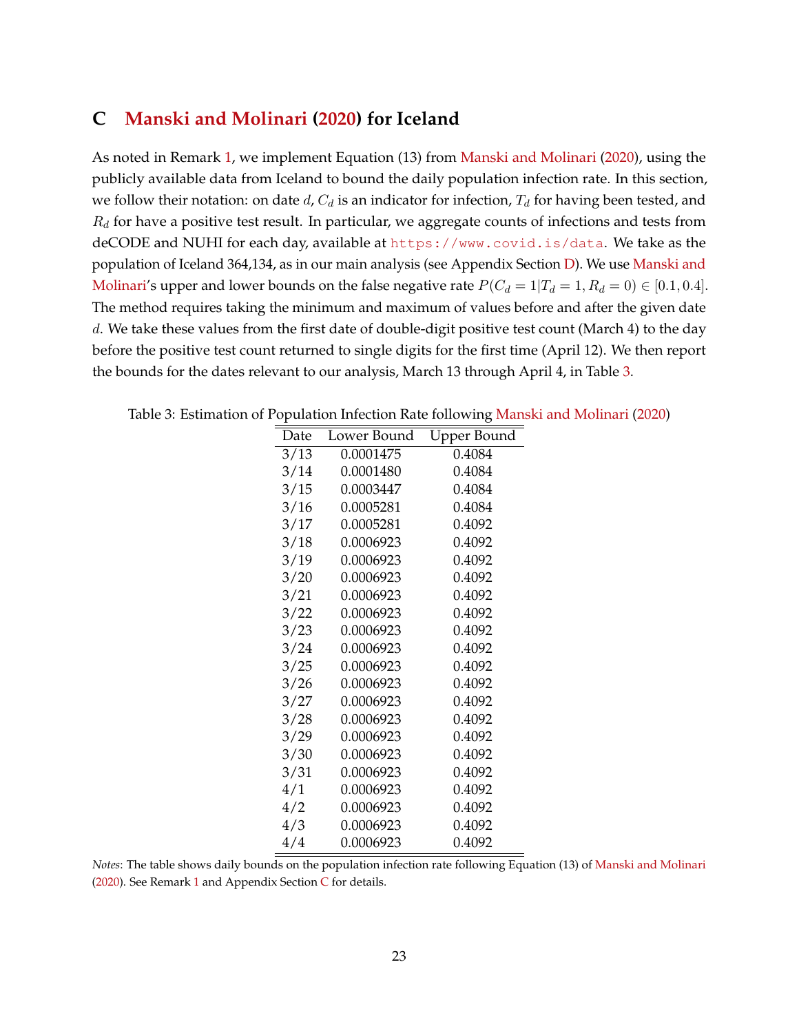# C Manski and Molinari (2020) for Iceland

As noted in Remark 1, we implement Equation (13) from Manski and Molinari (2020), using the publicly available data from Iceland to bound the daily population infection rate. In this section, we follow their notation: on date $d$, $C_d$ is an indicator for infection, $T_d$ for having been tested, and $R_d$ for have a positive test result. In particular, we aggregate counts of infections and tests from deCODE and NUHI for each day, available at `https://www.covid.is/data`. We take as the population of Iceland 364,134, as in our main analysis (see Appendix Section D). We use Manski and Molinari's upper and lower bounds on the false negative rate $P(C_d = 1 | T_d = 1, R_d = 0) \in [0.1, 0.4]$. The method requires taking the minimum and maximum of values before and after the given date $d$. We take these values from the first date of double-digit positive test count (March 4) to the day before the positive test count returned to single digits for the first time (April 12). We then report the bounds for the dates relevant to our analysis, March 13 through April 4, in Table 3.

Table 3: Estimation of Population Infection Rate following Manski and Molinari (2020)

| Date | Lower Bound | Upper Bound |
|---|---|---|
| 3/13 | 0.0001475 | 0.4084 |
| 3/14 | 0.0001480 | 0.4084 |
| 3/15 | 0.0003447 | 0.4084 |
| 3/16 | 0.0005281 | 0.4084 |
| 3/17 | 0.0005281 | 0.4092 |
| 3/18 | 0.0006923 | 0.4092 |
| 3/19 | 0.0006923 | 0.4092 |
| 3/20 | 0.0006923 | 0.4092 |
| 3/21 | 0.0006923 | 0.4092 |
| 3/22 | 0.0006923 | 0.4092 |
| 3/23 | 0.0006923 | 0.4092 |
| 3/24 | 0.0006923 | 0.4092 |
| 3/25 | 0.0006923 | 0.4092 |
| 3/26 | 0.0006923 | 0.4092 |
| 3/27 | 0.0006923 | 0.4092 |
| 3/28 | 0.0006923 | 0.4092 |
| 3/29 | 0.0006923 | 0.4092 |
| 3/30 | 0.0006923 | 0.4092 |
| 3/31 | 0.0006923 | 0.4092 |
| 4/1 | 0.0006923 | 0.4092 |
| 4/2 | 0.0006923 | 0.4092 |
| 4/3 | 0.0006923 | 0.4092 |
| 4/4 | 0.0006923 | 0.4092 |

*Notes*: The table shows daily bounds on the population infection rate following Equation (13) of Manski and Molinari (2020). See Remark 1 and Appendix Section C for details.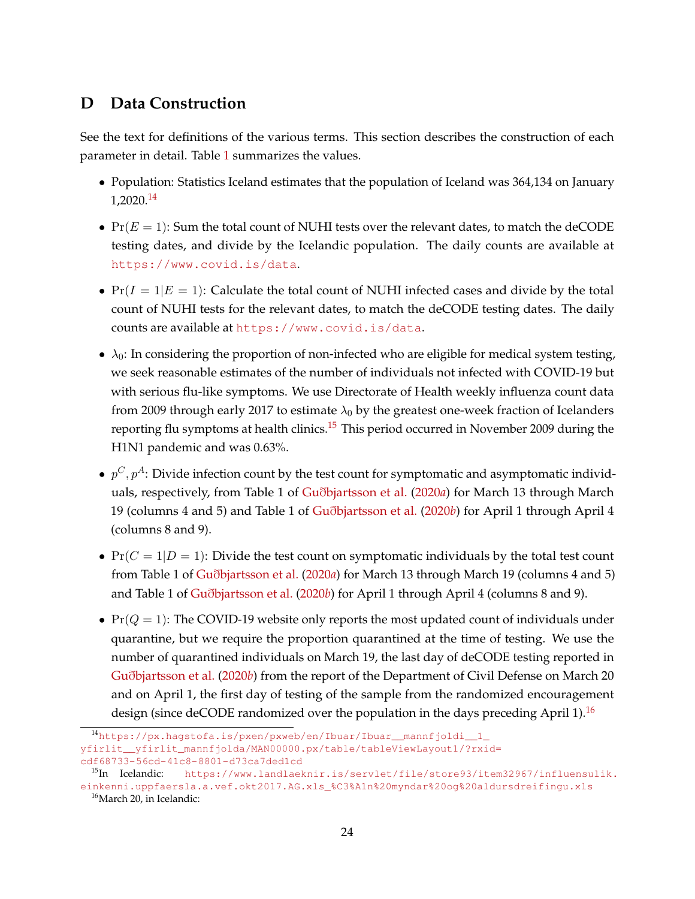## D Data Construction

See the text for definitions of the various terms. This section describes the construction of each parameter in detail. Table 1 summarizes the values.

- Population: Statistics Iceland estimates that the population of Iceland was 364,134 on January 1,2020.[14]
- $\Pr(E = 1)$: Sum the total count of NUHI tests over the relevant dates, to match the deCODE testing dates, and divide by the Icelandic population. The daily counts are available at https://www.covid.is/data.
- $\Pr(I = 1|E = 1)$: Calculate the total count of NUHI infected cases and divide by the total count of NUHI tests for the relevant dates, to match the deCODE testing dates. The daily counts are available at https://www.covid.is/data.
- $\lambda_0$: In considering the proportion of non-infected who are eligible for medical system testing, we seek reasonable estimates of the number of individuals not infected with COVID-19 but with serious flu-like symptoms. We use Directorate of Health weekly influenza count data from 2009 through early 2017 to estimate $\lambda_0$ by the greatest one-week fraction of Icelanders reporting flu symptoms at health clinics.[15] This period occurred in November 2009 during the H1N1 pandemic and was 0.63%.
- $p^C, p^A$: Divide infection count by the test count for symptomatic and asymptomatic individuals, respectively, from Table 1 of Guðbjartsson et al. (2020*a*) for March 13 through March 19 (columns 4 and 5) and Table 1 of Guðbjartsson et al. (2020*b*) for April 1 through April 4 (columns 8 and 9).
- $\Pr(C = 1|D = 1)$: Divide the test count on symptomatic individuals by the total test count from Table 1 of Guðbjartsson et al. (2020*a*) for March 13 through March 19 (columns 4 and 5) and Table 1 of Guðbjartsson et al. (2020*b*) for April 1 through April 4 (columns 8 and 9).
- $\Pr(Q = 1)$: The COVID-19 website only reports the most updated count of individuals under quarantine, but we require the proportion quarantined at the time of testing. We use the number of quarantined individuals on March 19, the last day of deCODE testing reported in Guðbjartsson et al. (2020*b*) from the report of the Department of Civil Defense on March 20 and on April 1, the first day of testing of the sample from the randomized encouragement design (since deCODE randomized over the population in the days preceding April 1).[16]

---

[14] https://px.hagstofa.is/pxen/pxweb/en/Ibuar/Ibuar__mannfjoldi__1_yfirlit__yfirlit_mannfjolda/MAN00000.px/table/tableViewLayout1/?rxid=cdf68733-56cd-41c8-8801-d73ca7ded1cd

[15] In Icelandic: https://www.landlaeknir.is/servlet/file/store93/item32967/influensulik.einkenni.uppfaersla.a.vef.okt2017.AG.xls_%C3%A1n%20myndar%20og%20aldursdreifingu.xls

[16] March 20, in Icelandic: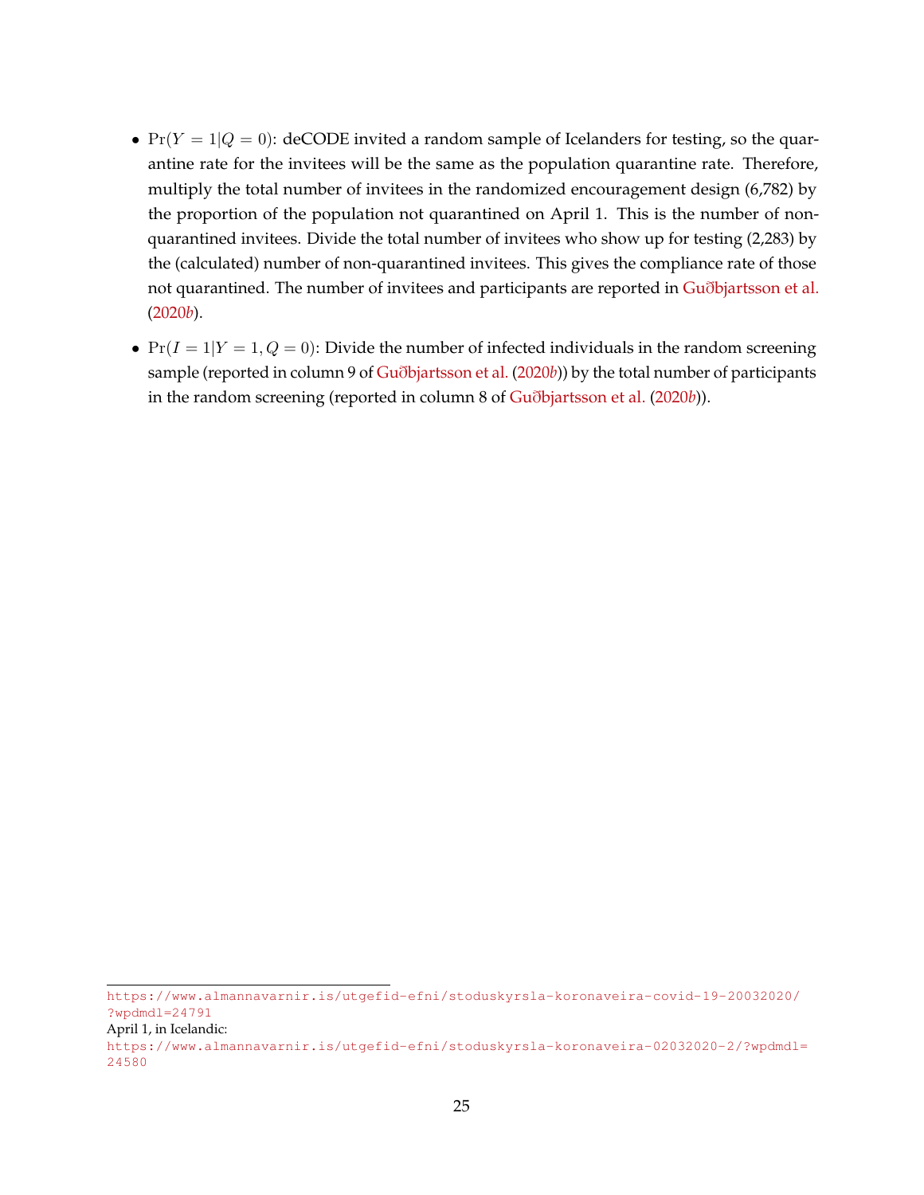- $\Pr(Y = 1|Q = 0)$: deCODE invited a random sample of Icelanders for testing, so the quarantine rate for the invitees will be the same as the population quarantine rate. Therefore, multiply the total number of invitees in the randomized encouragement design (6,782) by the proportion of the population not quarantined on April 1. This is the number of non-quarantined invitees. Divide the total number of invitees who show up for testing (2,283) by the (calculated) number of non-quarantined invitees. This gives the compliance rate of those not quarantined. The number of invitees and participants are reported in Guðbjartsson et al. (2020*b*).

- $\Pr(I = 1|Y = 1, Q = 0)$: Divide the number of infected individuals in the random screening sample (reported in column 9 of Guðbjartsson et al. (2020*b*)) by the total number of participants in the random screening (reported in column 8 of Guðbjartsson et al. (2020*b*)).

---

https://www.almannavarnir.is/utgefid-efni/stoduskyrsla-koronaveira-covid-19-20032020/?wpdmdl=24791

April 1, in Icelandic:

https://www.almannavarnir.is/utgefid-efni/stoduskyrsla-koronaveira-02032020-2/?wpdmdl=24580